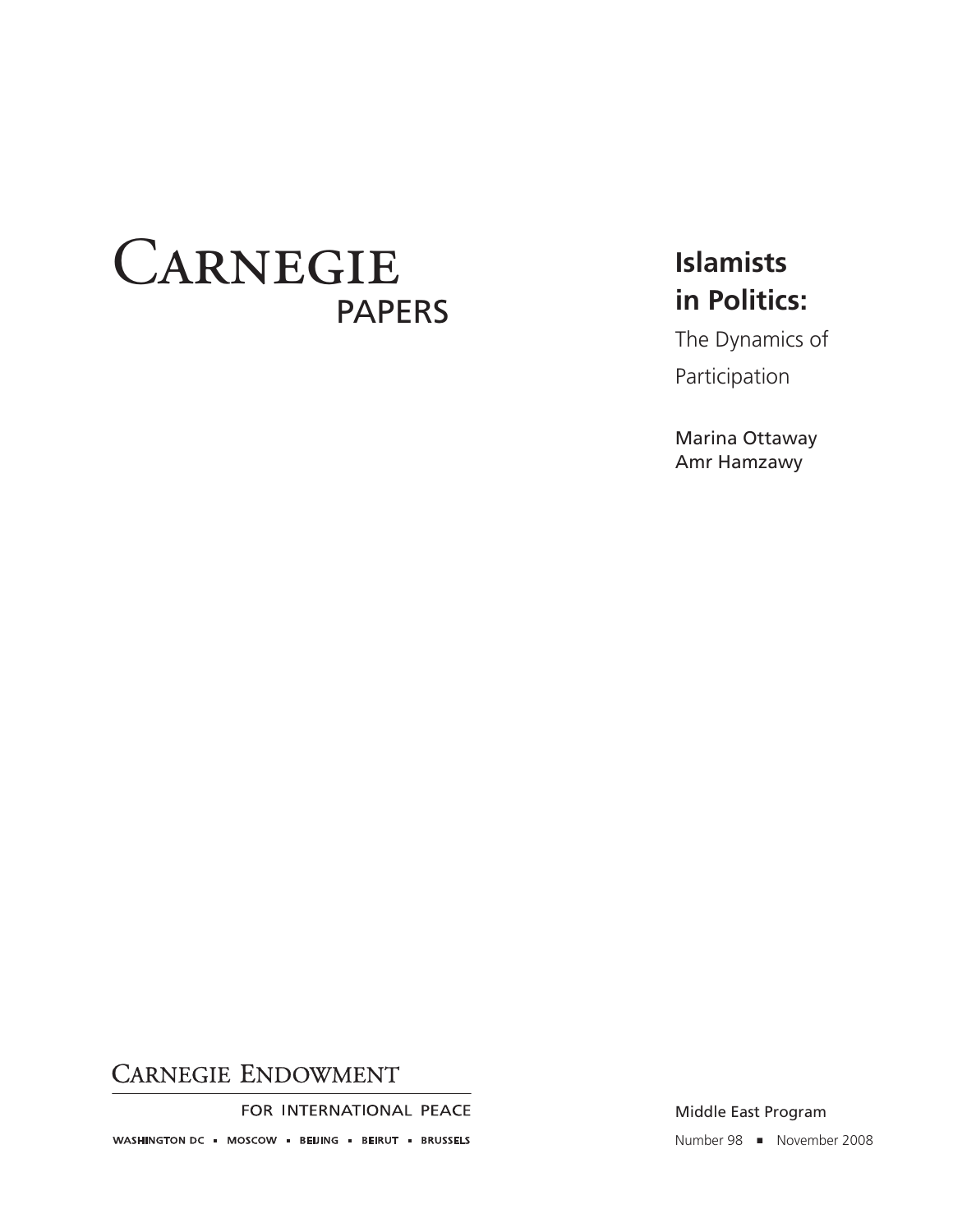CARNEGIE
PAPERS

# Islamists in Politics:

## The Dynamics of Participation

Marina Ottaway
Amr Hamzawy

CARNEGIE ENDOWMENT
FOR INTERNATIONAL PEACE

WASHINGTON DC ▪ MOSCOW ▪ BEIJING ▪ BEIRUT ▪ BRUSSELS

Middle East Program

Number 98 ▪ November 2008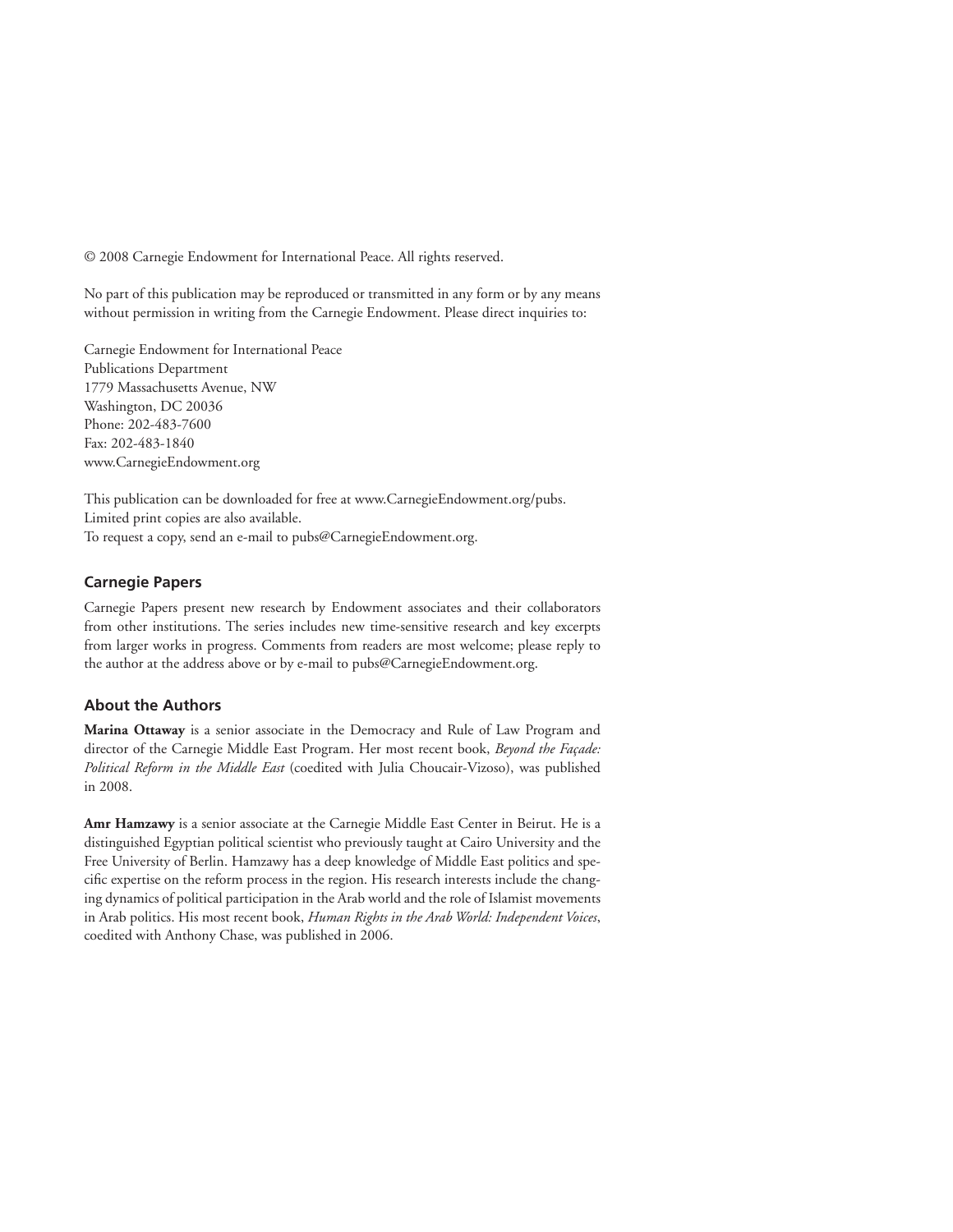© 2008 Carnegie Endowment for International Peace. All rights reserved.

No part of this publication may be reproduced or transmitted in any form or by any means without permission in writing from the Carnegie Endowment. Please direct inquiries to:

Carnegie Endowment for International Peace
Publications Department
1779 Massachusetts Avenue, NW
Washington, DC 20036
Phone: 202-483-7600
Fax: 202-483-1840
www.CarnegieEndowment.org

This publication can be downloaded for free at www.CarnegieEndowment.org/pubs.
Limited print copies are also available.
To request a copy, send an e-mail to pubs@CarnegieEndowment.org.

## Carnegie Papers

Carnegie Papers present new research by Endowment associates and their collaborators from other institutions. The series includes new time-sensitive research and key excerpts from larger works in progress. Comments from readers are most welcome; please reply to the author at the address above or by e-mail to pubs@CarnegieEndowment.org.

## About the Authors

**Marina Ottaway** is a senior associate in the Democracy and Rule of Law Program and director of the Carnegie Middle East Program. Her most recent book, *Beyond the Façade: Political Reform in the Middle East* (coedited with Julia Choucair-Vizoso), was published in 2008.

**Amr Hamzawy** is a senior associate at the Carnegie Middle East Center in Beirut. He is a distinguished Egyptian political scientist who previously taught at Cairo University and the Free University of Berlin. Hamzawy has a deep knowledge of Middle East politics and specific expertise on the reform process in the region. His research interests include the changing dynamics of political participation in the Arab world and the role of Islamist movements in Arab politics. His most recent book, *Human Rights in the Arab World: Independent Voices*, coedited with Anthony Chase, was published in 2006.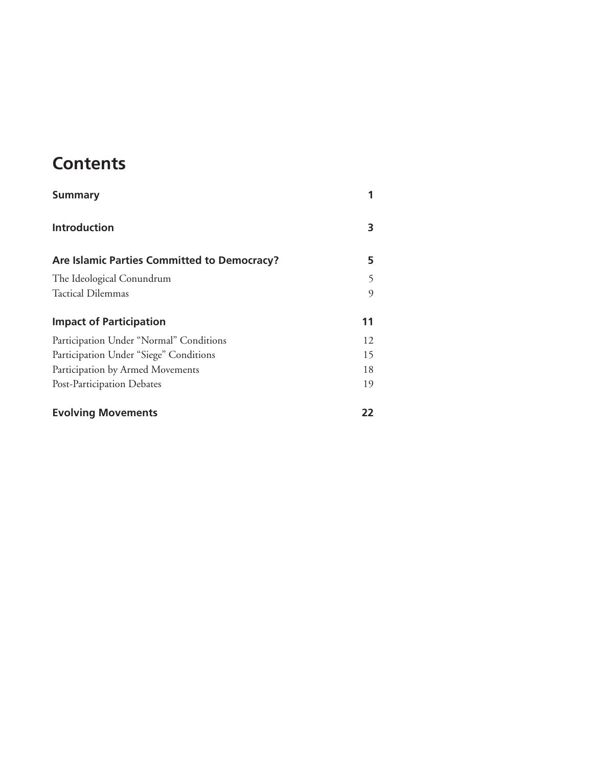# Contents

| | |
|---|---|
| **Summary** | **1** |
| **Introduction** | **3** |
| **Are Islamic Parties Committed to Democracy?** | **5** |
| The Ideological Conundrum | 5 |
| Tactical Dilemmas | 9 |
| **Impact of Participation** | **11** |
| Participation Under "Normal" Conditions | 12 |
| Participation Under "Siege" Conditions | 15 |
| Participation by Armed Movements | 18 |
| Post-Participation Debates | 19 |
| **Evolving Movements** | **22** |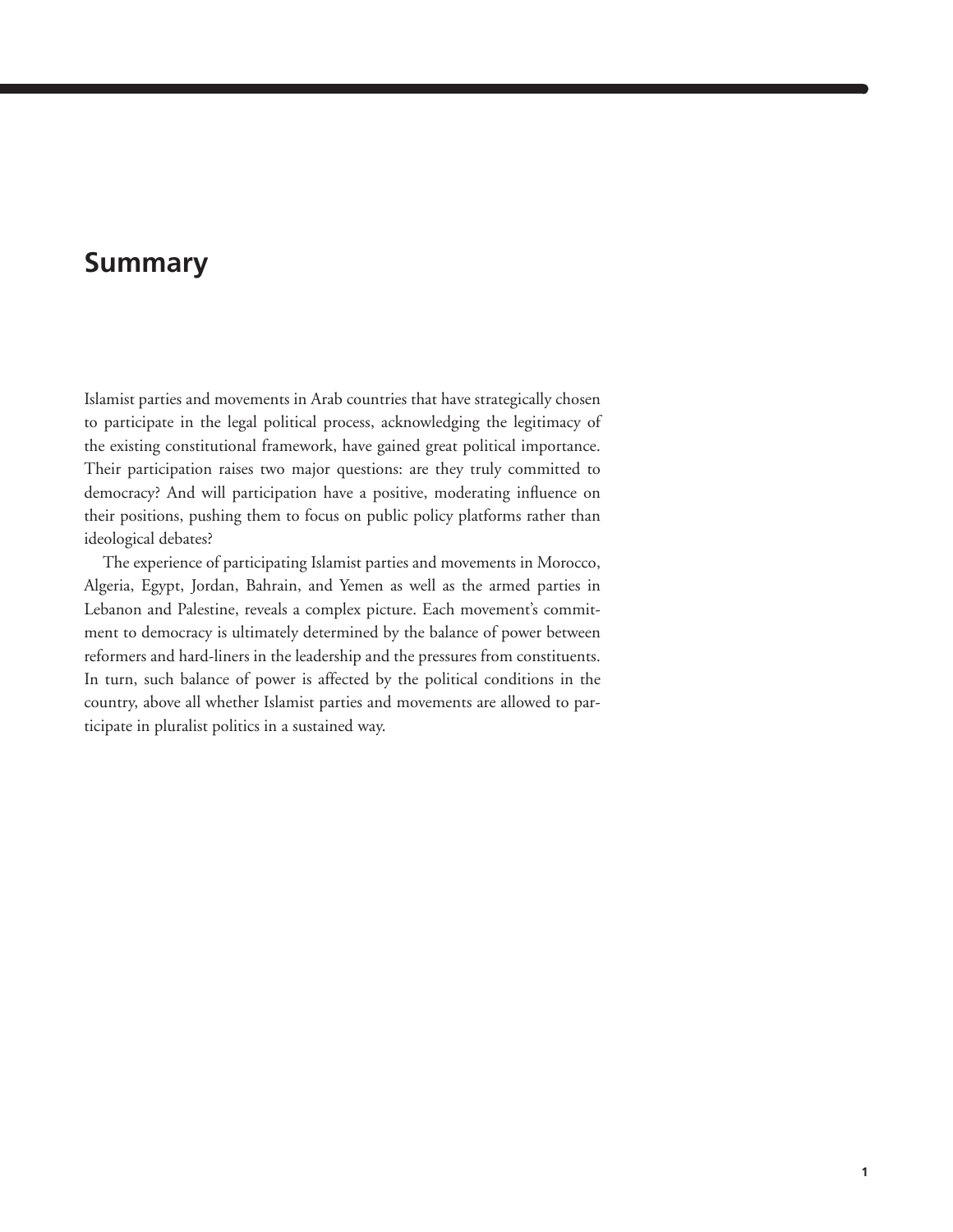## Summary

Islamist parties and movements in Arab countries that have strategically chosen to participate in the legal political process, acknowledging the legitimacy of the existing constitutional framework, have gained great political importance. Their participation raises two major questions: are they truly committed to democracy? And will participation have a positive, moderating influence on their positions, pushing them to focus on public policy platforms rather than ideological debates?

The experience of participating Islamist parties and movements in Morocco, Algeria, Egypt, Jordan, Bahrain, and Yemen as well as the armed parties in Lebanon and Palestine, reveals a complex picture. Each movement's commitment to democracy is ultimately determined by the balance of power between reformers and hard-liners in the leadership and the pressures from constituents. In turn, such balance of power is affected by the political conditions in the country, above all whether Islamist parties and movements are allowed to participate in pluralist politics in a sustained way.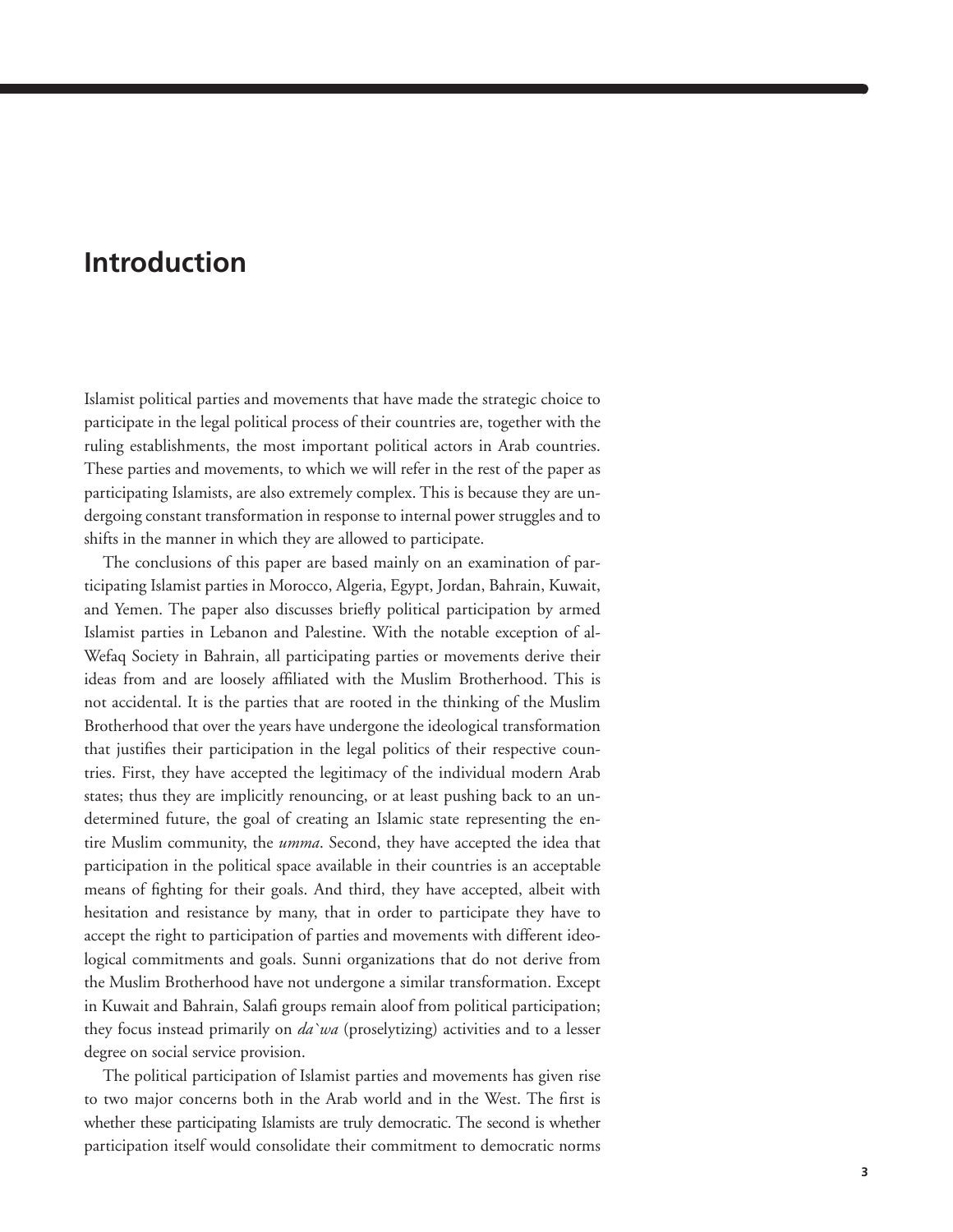# Introduction

Islamist political parties and movements that have made the strategic choice to participate in the legal political process of their countries are, together with the ruling establishments, the most important political actors in Arab countries. These parties and movements, to which we will refer in the rest of the paper as participating Islamists, are also extremely complex. This is because they are undergoing constant transformation in response to internal power struggles and to shifts in the manner in which they are allowed to participate.

The conclusions of this paper are based mainly on an examination of participating Islamist parties in Morocco, Algeria, Egypt, Jordan, Bahrain, Kuwait, and Yemen. The paper also discusses briefly political participation by armed Islamist parties in Lebanon and Palestine. With the notable exception of al-Wefaq Society in Bahrain, all participating parties or movements derive their ideas from and are loosely affiliated with the Muslim Brotherhood. This is not accidental. It is the parties that are rooted in the thinking of the Muslim Brotherhood that over the years have undergone the ideological transformation that justifies their participation in the legal politics of their respective countries. First, they have accepted the legitimacy of the individual modern Arab states; thus they are implicitly renouncing, or at least pushing back to an undetermined future, the goal of creating an Islamic state representing the entire Muslim community, the *umma*. Second, they have accepted the idea that participation in the political space available in their countries is an acceptable means of fighting for their goals. And third, they have accepted, albeit with hesitation and resistance by many, that in order to participate they have to accept the right to participation of parties and movements with different ideological commitments and goals. Sunni organizations that do not derive from the Muslim Brotherhood have not undergone a similar transformation. Except in Kuwait and Bahrain, Salafi groups remain aloof from political participation; they focus instead primarily on *da`wa* (proselytizing) activities and to a lesser degree on social service provision.

The political participation of Islamist parties and movements has given rise to two major concerns both in the Arab world and in the West. The first is whether these participating Islamists are truly democratic. The second is whether participation itself would consolidate their commitment to democratic norms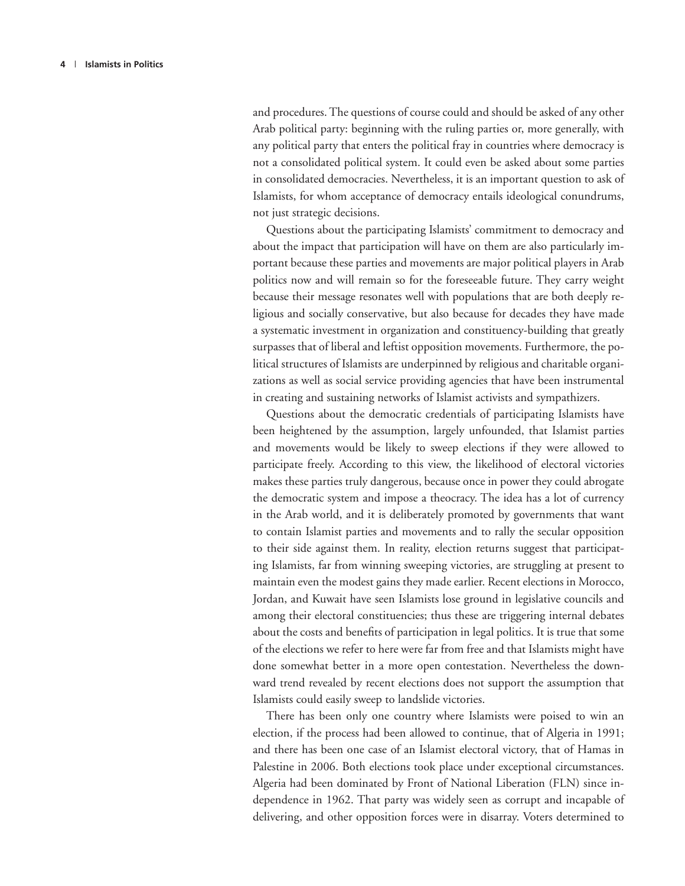and procedures. The questions of course could and should be asked of any other Arab political party: beginning with the ruling parties or, more generally, with any political party that enters the political fray in countries where democracy is not a consolidated political system. It could even be asked about some parties in consolidated democracies. Nevertheless, it is an important question to ask of Islamists, for whom acceptance of democracy entails ideological conundrums, not just strategic decisions.

Questions about the participating Islamists' commitment to democracy and about the impact that participation will have on them are also particularly important because these parties and movements are major political players in Arab politics now and will remain so for the foreseeable future. They carry weight because their message resonates well with populations that are both deeply religious and socially conservative, but also because for decades they have made a systematic investment in organization and constituency-building that greatly surpasses that of liberal and leftist opposition movements. Furthermore, the political structures of Islamists are underpinned by religious and charitable organizations as well as social service providing agencies that have been instrumental in creating and sustaining networks of Islamist activists and sympathizers.

Questions about the democratic credentials of participating Islamists have been heightened by the assumption, largely unfounded, that Islamist parties and movements would be likely to sweep elections if they were allowed to participate freely. According to this view, the likelihood of electoral victories makes these parties truly dangerous, because once in power they could abrogate the democratic system and impose a theocracy. The idea has a lot of currency in the Arab world, and it is deliberately promoted by governments that want to contain Islamist parties and movements and to rally the secular opposition to their side against them. In reality, election returns suggest that participating Islamists, far from winning sweeping victories, are struggling at present to maintain even the modest gains they made earlier. Recent elections in Morocco, Jordan, and Kuwait have seen Islamists lose ground in legislative councils and among their electoral constituencies; thus these are triggering internal debates about the costs and benefits of participation in legal politics. It is true that some of the elections we refer to here were far from free and that Islamists might have done somewhat better in a more open contestation. Nevertheless the downward trend revealed by recent elections does not support the assumption that Islamists could easily sweep to landslide victories.

There has been only one country where Islamists were poised to win an election, if the process had been allowed to continue, that of Algeria in 1991; and there has been one case of an Islamist electoral victory, that of Hamas in Palestine in 2006. Both elections took place under exceptional circumstances. Algeria had been dominated by Front of National Liberation (FLN) since independence in 1962. That party was widely seen as corrupt and incapable of delivering, and other opposition forces were in disarray. Voters determined to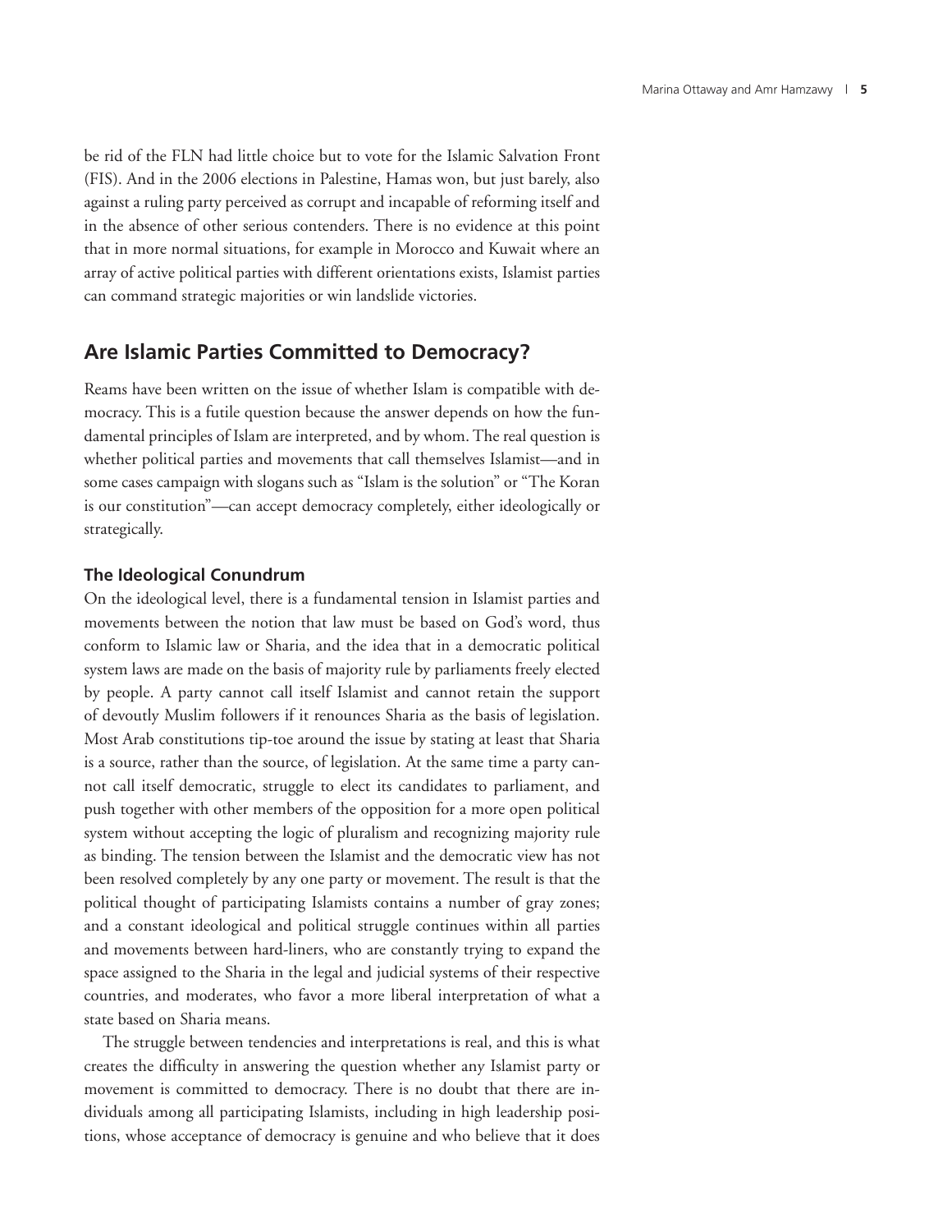be rid of the FLN had little choice but to vote for the Islamic Salvation Front (FIS). And in the 2006 elections in Palestine, Hamas won, but just barely, also against a ruling party perceived as corrupt and incapable of reforming itself and in the absence of other serious contenders. There is no evidence at this point that in more normal situations, for example in Morocco and Kuwait where an array of active political parties with different orientations exists, Islamist parties can command strategic majorities or win landslide victories.

## Are Islamic Parties Committed to Democracy?

Reams have been written on the issue of whether Islam is compatible with democracy. This is a futile question because the answer depends on how the fundamental principles of Islam are interpreted, and by whom. The real question is whether political parties and movements that call themselves Islamist—and in some cases campaign with slogans such as "Islam is the solution" or "The Koran is our constitution"—can accept democracy completely, either ideologically or strategically.

### The Ideological Conundrum

On the ideological level, there is a fundamental tension in Islamist parties and movements between the notion that law must be based on God's word, thus conform to Islamic law or Sharia, and the idea that in a democratic political system laws are made on the basis of majority rule by parliaments freely elected by people. A party cannot call itself Islamist and cannot retain the support of devoutly Muslim followers if it renounces Sharia as the basis of legislation. Most Arab constitutions tip-toe around the issue by stating at least that Sharia is a source, rather than the source, of legislation. At the same time a party cannot call itself democratic, struggle to elect its candidates to parliament, and push together with other members of the opposition for a more open political system without accepting the logic of pluralism and recognizing majority rule as binding. The tension between the Islamist and the democratic view has not been resolved completely by any one party or movement. The result is that the political thought of participating Islamists contains a number of gray zones; and a constant ideological and political struggle continues within all parties and movements between hard-liners, who are constantly trying to expand the space assigned to the Sharia in the legal and judicial systems of their respective countries, and moderates, who favor a more liberal interpretation of what a state based on Sharia means.

The struggle between tendencies and interpretations is real, and this is what creates the difficulty in answering the question whether any Islamist party or movement is committed to democracy. There is no doubt that there are individuals among all participating Islamists, including in high leadership positions, whose acceptance of democracy is genuine and who believe that it does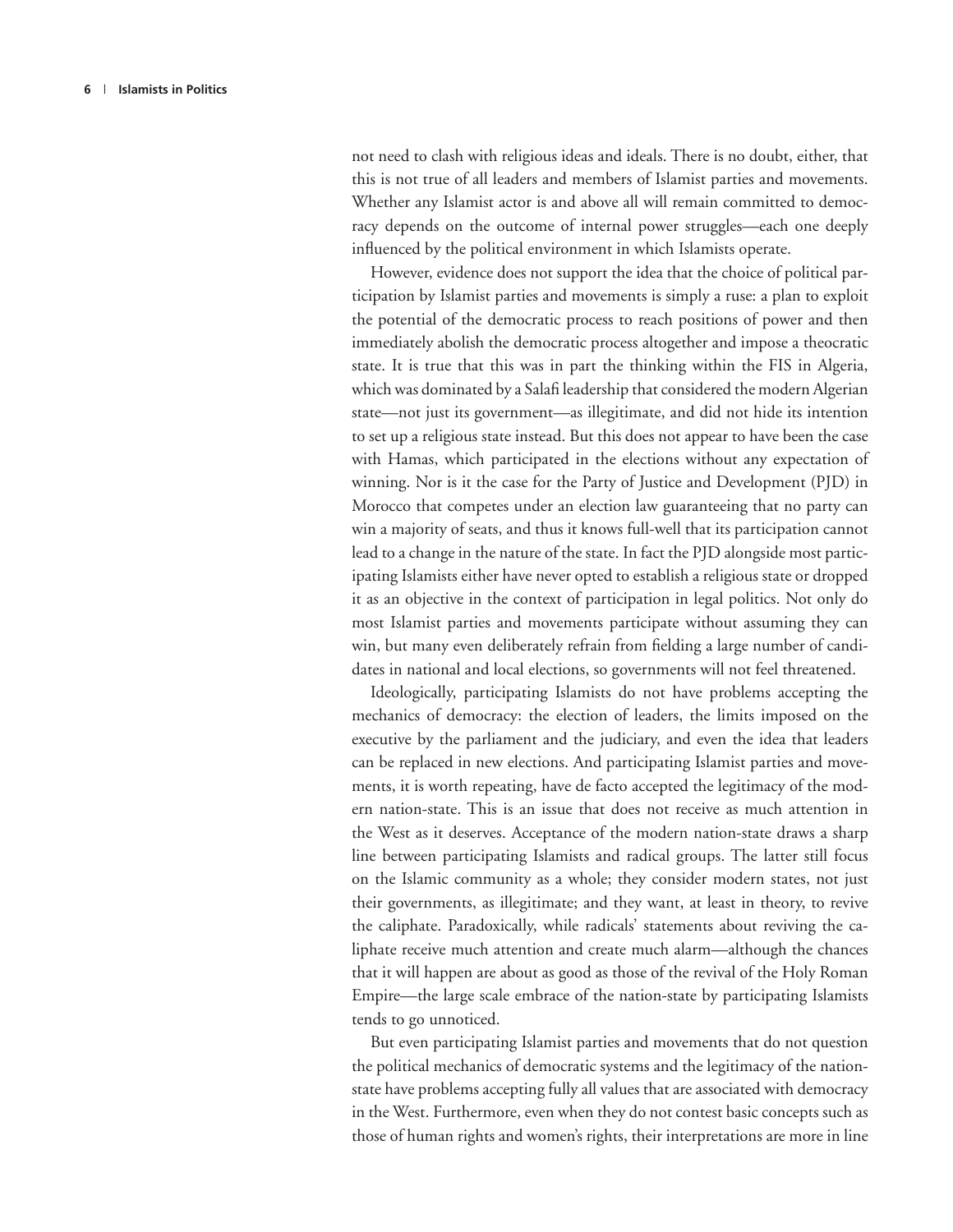not need to clash with religious ideas and ideals. There is no doubt, either, that this is not true of all leaders and members of Islamist parties and movements. Whether any Islamist actor is and above all will remain committed to democracy depends on the outcome of internal power struggles—each one deeply influenced by the political environment in which Islamists operate.

However, evidence does not support the idea that the choice of political participation by Islamist parties and movements is simply a ruse: a plan to exploit the potential of the democratic process to reach positions of power and then immediately abolish the democratic process altogether and impose a theocratic state. It is true that this was in part the thinking within the FIS in Algeria, which was dominated by a Salafi leadership that considered the modern Algerian state—not just its government—as illegitimate, and did not hide its intention to set up a religious state instead. But this does not appear to have been the case with Hamas, which participated in the elections without any expectation of winning. Nor is it the case for the Party of Justice and Development (PJD) in Morocco that competes under an election law guaranteeing that no party can win a majority of seats, and thus it knows full-well that its participation cannot lead to a change in the nature of the state. In fact the PJD alongside most participating Islamists either have never opted to establish a religious state or dropped it as an objective in the context of participation in legal politics. Not only do most Islamist parties and movements participate without assuming they can win, but many even deliberately refrain from fielding a large number of candidates in national and local elections, so governments will not feel threatened.

Ideologically, participating Islamists do not have problems accepting the mechanics of democracy: the election of leaders, the limits imposed on the executive by the parliament and the judiciary, and even the idea that leaders can be replaced in new elections. And participating Islamist parties and movements, it is worth repeating, have de facto accepted the legitimacy of the modern nation-state. This is an issue that does not receive as much attention in the West as it deserves. Acceptance of the modern nation-state draws a sharp line between participating Islamists and radical groups. The latter still focus on the Islamic community as a whole; they consider modern states, not just their governments, as illegitimate; and they want, at least in theory, to revive the caliphate. Paradoxically, while radicals' statements about reviving the caliphate receive much attention and create much alarm—although the chances that it will happen are about as good as those of the revival of the Holy Roman Empire—the large scale embrace of the nation-state by participating Islamists tends to go unnoticed.

But even participating Islamist parties and movements that do not question the political mechanics of democratic systems and the legitimacy of the nation-state have problems accepting fully all values that are associated with democracy in the West. Furthermore, even when they do not contest basic concepts such as those of human rights and women's rights, their interpretations are more in line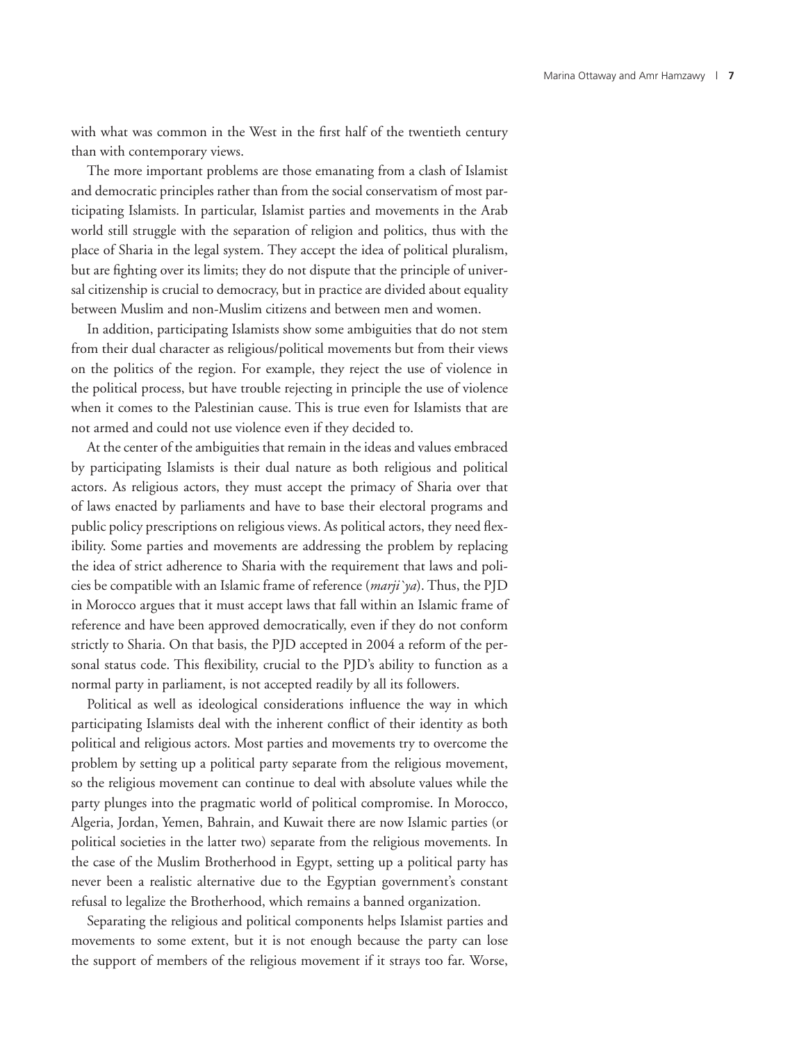with what was common in the West in the first half of the twentieth century than with contemporary views.

The more important problems are those emanating from a clash of Islamist and democratic principles rather than from the social conservatism of most participating Islamists. In particular, Islamist parties and movements in the Arab world still struggle with the separation of religion and politics, thus with the place of Sharia in the legal system. They accept the idea of political pluralism, but are fighting over its limits; they do not dispute that the principle of universal citizenship is crucial to democracy, but in practice are divided about equality between Muslim and non-Muslim citizens and between men and women.

In addition, participating Islamists show some ambiguities that do not stem from their dual character as religious/political movements but from their views on the politics of the region. For example, they reject the use of violence in the political process, but have trouble rejecting in principle the use of violence when it comes to the Palestinian cause. This is true even for Islamists that are not armed and could not use violence even if they decided to.

At the center of the ambiguities that remain in the ideas and values embraced by participating Islamists is their dual nature as both religious and political actors. As religious actors, they must accept the primacy of Sharia over that of laws enacted by parliaments and have to base their electoral programs and public policy prescriptions on religious views. As political actors, they need flexibility. Some parties and movements are addressing the problem by replacing the idea of strict adherence to Sharia with the requirement that laws and policies be compatible with an Islamic frame of reference (*marji`ya*). Thus, the PJD in Morocco argues that it must accept laws that fall within an Islamic frame of reference and have been approved democratically, even if they do not conform strictly to Sharia. On that basis, the PJD accepted in 2004 a reform of the personal status code. This flexibility, crucial to the PJD's ability to function as a normal party in parliament, is not accepted readily by all its followers.

Political as well as ideological considerations influence the way in which participating Islamists deal with the inherent conflict of their identity as both political and religious actors. Most parties and movements try to overcome the problem by setting up a political party separate from the religious movement, so the religious movement can continue to deal with absolute values while the party plunges into the pragmatic world of political compromise. In Morocco, Algeria, Jordan, Yemen, Bahrain, and Kuwait there are now Islamic parties (or political societies in the latter two) separate from the religious movements. In the case of the Muslim Brotherhood in Egypt, setting up a political party has never been a realistic alternative due to the Egyptian government's constant refusal to legalize the Brotherhood, which remains a banned organization.

Separating the religious and political components helps Islamist parties and movements to some extent, but it is not enough because the party can lose the support of members of the religious movement if it strays too far. Worse,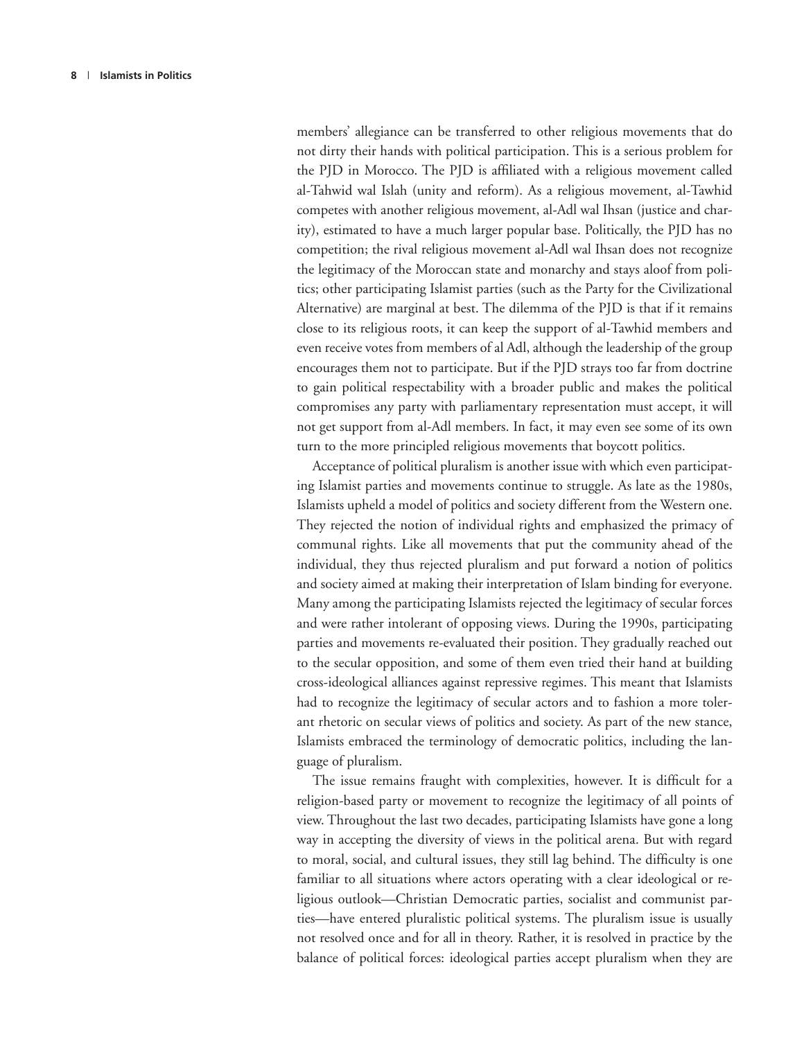members' allegiance can be transferred to other religious movements that do not dirty their hands with political participation. This is a serious problem for the PJD in Morocco. The PJD is affiliated with a religious movement called al-Tahwid wal Islah (unity and reform). As a religious movement, al-Tawhid competes with another religious movement, al-Adl wal Ihsan (justice and charity), estimated to have a much larger popular base. Politically, the PJD has no competition; the rival religious movement al-Adl wal Ihsan does not recognize the legitimacy of the Moroccan state and monarchy and stays aloof from politics; other participating Islamist parties (such as the Party for the Civilizational Alternative) are marginal at best. The dilemma of the PJD is that if it remains close to its religious roots, it can keep the support of al-Tawhid members and even receive votes from members of al Adl, although the leadership of the group encourages them not to participate. But if the PJD strays too far from doctrine to gain political respectability with a broader public and makes the political compromises any party with parliamentary representation must accept, it will not get support from al-Adl members. In fact, it may even see some of its own turn to the more principled religious movements that boycott politics.

Acceptance of political pluralism is another issue with which even participating Islamist parties and movements continue to struggle. As late as the 1980s, Islamists upheld a model of politics and society different from the Western one. They rejected the notion of individual rights and emphasized the primacy of communal rights. Like all movements that put the community ahead of the individual, they thus rejected pluralism and put forward a notion of politics and society aimed at making their interpretation of Islam binding for everyone. Many among the participating Islamists rejected the legitimacy of secular forces and were rather intolerant of opposing views. During the 1990s, participating parties and movements re-evaluated their position. They gradually reached out to the secular opposition, and some of them even tried their hand at building cross-ideological alliances against repressive regimes. This meant that Islamists had to recognize the legitimacy of secular actors and to fashion a more tolerant rhetoric on secular views of politics and society. As part of the new stance, Islamists embraced the terminology of democratic politics, including the language of pluralism.

The issue remains fraught with complexities, however. It is difficult for a religion-based party or movement to recognize the legitimacy of all points of view. Throughout the last two decades, participating Islamists have gone a long way in accepting the diversity of views in the political arena. But with regard to moral, social, and cultural issues, they still lag behind. The difficulty is one familiar to all situations where actors operating with a clear ideological or religious outlook—Christian Democratic parties, socialist and communist parties—have entered pluralistic political systems. The pluralism issue is usually not resolved once and for all in theory. Rather, it is resolved in practice by the balance of political forces: ideological parties accept pluralism when they are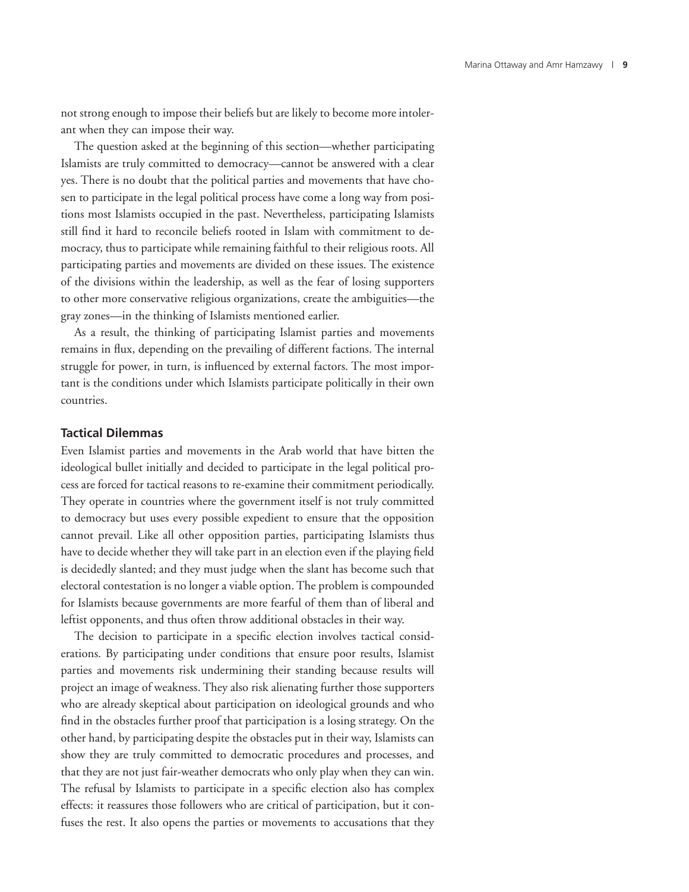not strong enough to impose their beliefs but are likely to become more intolerant when they can impose their way.

The question asked at the beginning of this section—whether participating Islamists are truly committed to democracy—cannot be answered with a clear yes. There is no doubt that the political parties and movements that have chosen to participate in the legal political process have come a long way from positions most Islamists occupied in the past. Nevertheless, participating Islamists still find it hard to reconcile beliefs rooted in Islam with commitment to democracy, thus to participate while remaining faithful to their religious roots. All participating parties and movements are divided on these issues. The existence of the divisions within the leadership, as well as the fear of losing supporters to other more conservative religious organizations, create the ambiguities—the gray zones—in the thinking of Islamists mentioned earlier.

As a result, the thinking of participating Islamist parties and movements remains in flux, depending on the prevailing of different factions. The internal struggle for power, in turn, is influenced by external factors. The most important is the conditions under which Islamists participate politically in their own countries.

### Tactical Dilemmas

Even Islamist parties and movements in the Arab world that have bitten the ideological bullet initially and decided to participate in the legal political process are forced for tactical reasons to re-examine their commitment periodically. They operate in countries where the government itself is not truly committed to democracy but uses every possible expedient to ensure that the opposition cannot prevail. Like all other opposition parties, participating Islamists thus have to decide whether they will take part in an election even if the playing field is decidedly slanted; and they must judge when the slant has become such that electoral contestation is no longer a viable option. The problem is compounded for Islamists because governments are more fearful of them than of liberal and leftist opponents, and thus often throw additional obstacles in their way.

The decision to participate in a specific election involves tactical considerations. By participating under conditions that ensure poor results, Islamist parties and movements risk undermining their standing because results will project an image of weakness. They also risk alienating further those supporters who are already skeptical about participation on ideological grounds and who find in the obstacles further proof that participation is a losing strategy. On the other hand, by participating despite the obstacles put in their way, Islamists can show they are truly committed to democratic procedures and processes, and that they are not just fair-weather democrats who only play when they can win. The refusal by Islamists to participate in a specific election also has complex effects: it reassures those followers who are critical of participation, but it confuses the rest. It also opens the parties or movements to accusations that they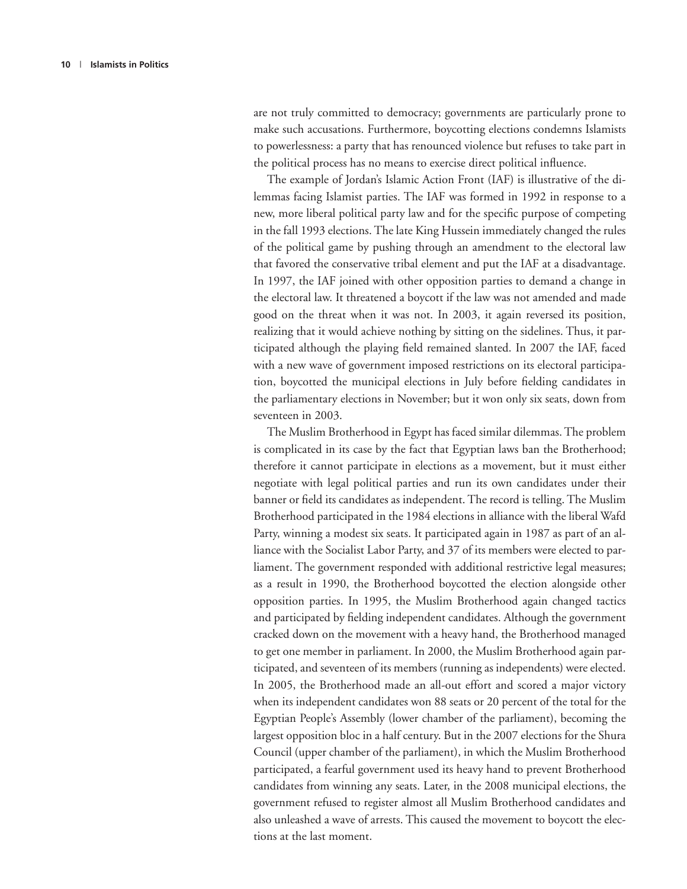are not truly committed to democracy; governments are particularly prone to make such accusations. Furthermore, boycotting elections condemns Islamists to powerlessness: a party that has renounced violence but refuses to take part in the political process has no means to exercise direct political influence.

The example of Jordan's Islamic Action Front (IAF) is illustrative of the dilemmas facing Islamist parties. The IAF was formed in 1992 in response to a new, more liberal political party law and for the specific purpose of competing in the fall 1993 elections. The late King Hussein immediately changed the rules of the political game by pushing through an amendment to the electoral law that favored the conservative tribal element and put the IAF at a disadvantage. In 1997, the IAF joined with other opposition parties to demand a change in the electoral law. It threatened a boycott if the law was not amended and made good on the threat when it was not. In 2003, it again reversed its position, realizing that it would achieve nothing by sitting on the sidelines. Thus, it participated although the playing field remained slanted. In 2007 the IAF, faced with a new wave of government imposed restrictions on its electoral participation, boycotted the municipal elections in July before fielding candidates in the parliamentary elections in November; but it won only six seats, down from seventeen in 2003.

The Muslim Brotherhood in Egypt has faced similar dilemmas. The problem is complicated in its case by the fact that Egyptian laws ban the Brotherhood; therefore it cannot participate in elections as a movement, but it must either negotiate with legal political parties and run its own candidates under their banner or field its candidates as independent. The record is telling. The Muslim Brotherhood participated in the 1984 elections in alliance with the liberal Wafd Party, winning a modest six seats. It participated again in 1987 as part of an alliance with the Socialist Labor Party, and 37 of its members were elected to parliament. The government responded with additional restrictive legal measures; as a result in 1990, the Brotherhood boycotted the election alongside other opposition parties. In 1995, the Muslim Brotherhood again changed tactics and participated by fielding independent candidates. Although the government cracked down on the movement with a heavy hand, the Brotherhood managed to get one member in parliament. In 2000, the Muslim Brotherhood again participated, and seventeen of its members (running as independents) were elected. In 2005, the Brotherhood made an all-out effort and scored a major victory when its independent candidates won 88 seats or 20 percent of the total for the Egyptian People's Assembly (lower chamber of the parliament), becoming the largest opposition bloc in a half century. But in the 2007 elections for the Shura Council (upper chamber of the parliament), in which the Muslim Brotherhood participated, a fearful government used its heavy hand to prevent Brotherhood candidates from winning any seats. Later, in the 2008 municipal elections, the government refused to register almost all Muslim Brotherhood candidates and also unleashed a wave of arrests. This caused the movement to boycott the elections at the last moment.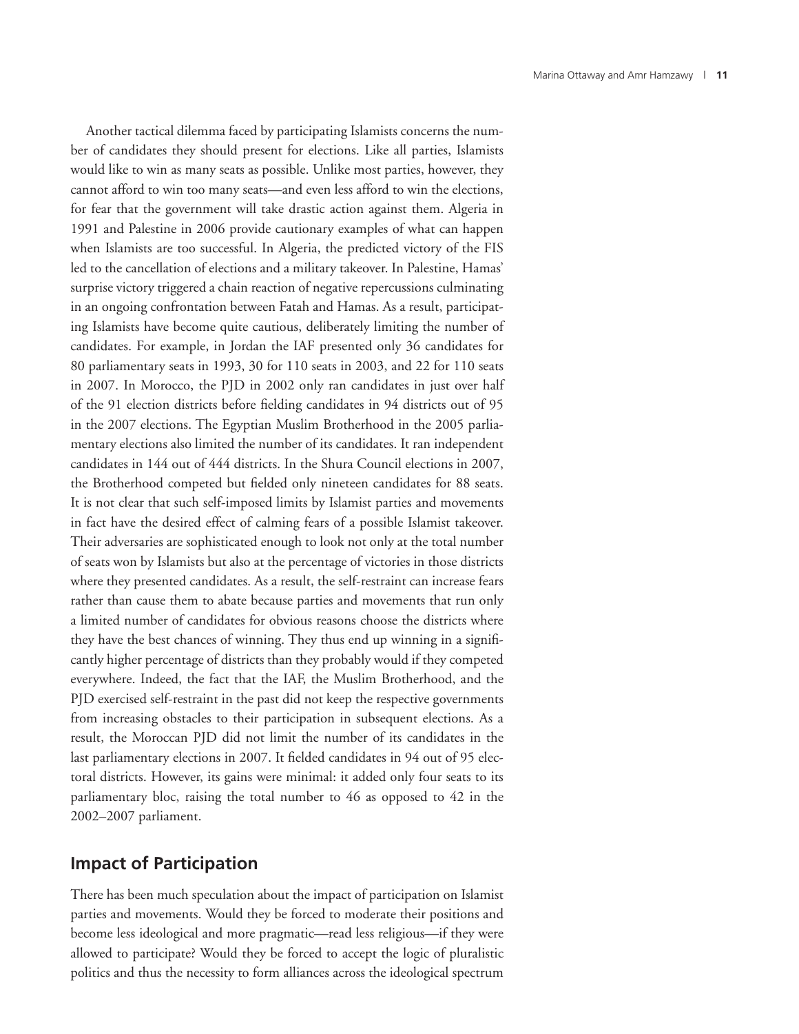Another tactical dilemma faced by participating Islamists concerns the number of candidates they should present for elections. Like all parties, Islamists would like to win as many seats as possible. Unlike most parties, however, they cannot afford to win too many seats—and even less afford to win the elections, for fear that the government will take drastic action against them. Algeria in 1991 and Palestine in 2006 provide cautionary examples of what can happen when Islamists are too successful. In Algeria, the predicted victory of the FIS led to the cancellation of elections and a military takeover. In Palestine, Hamas' surprise victory triggered a chain reaction of negative repercussions culminating in an ongoing confrontation between Fatah and Hamas. As a result, participating Islamists have become quite cautious, deliberately limiting the number of candidates. For example, in Jordan the IAF presented only 36 candidates for 80 parliamentary seats in 1993, 30 for 110 seats in 2003, and 22 for 110 seats in 2007. In Morocco, the PJD in 2002 only ran candidates in just over half of the 91 election districts before fielding candidates in 94 districts out of 95 in the 2007 elections. The Egyptian Muslim Brotherhood in the 2005 parliamentary elections also limited the number of its candidates. It ran independent candidates in 144 out of 444 districts. In the Shura Council elections in 2007, the Brotherhood competed but fielded only nineteen candidates for 88 seats. It is not clear that such self-imposed limits by Islamist parties and movements in fact have the desired effect of calming fears of a possible Islamist takeover. Their adversaries are sophisticated enough to look not only at the total number of seats won by Islamists but also at the percentage of victories in those districts where they presented candidates. As a result, the self-restraint can increase fears rather than cause them to abate because parties and movements that run only a limited number of candidates for obvious reasons choose the districts where they have the best chances of winning. They thus end up winning in a significantly higher percentage of districts than they probably would if they competed everywhere. Indeed, the fact that the IAF, the Muslim Brotherhood, and the PJD exercised self-restraint in the past did not keep the respective governments from increasing obstacles to their participation in subsequent elections. As a result, the Moroccan PJD did not limit the number of its candidates in the last parliamentary elections in 2007. It fielded candidates in 94 out of 95 electoral districts. However, its gains were minimal: it added only four seats to its parliamentary bloc, raising the total number to 46 as opposed to 42 in the 2002–2007 parliament.

## Impact of Participation

There has been much speculation about the impact of participation on Islamist parties and movements. Would they be forced to moderate their positions and become less ideological and more pragmatic—read less religious—if they were allowed to participate? Would they be forced to accept the logic of pluralistic politics and thus the necessity to form alliances across the ideological spectrum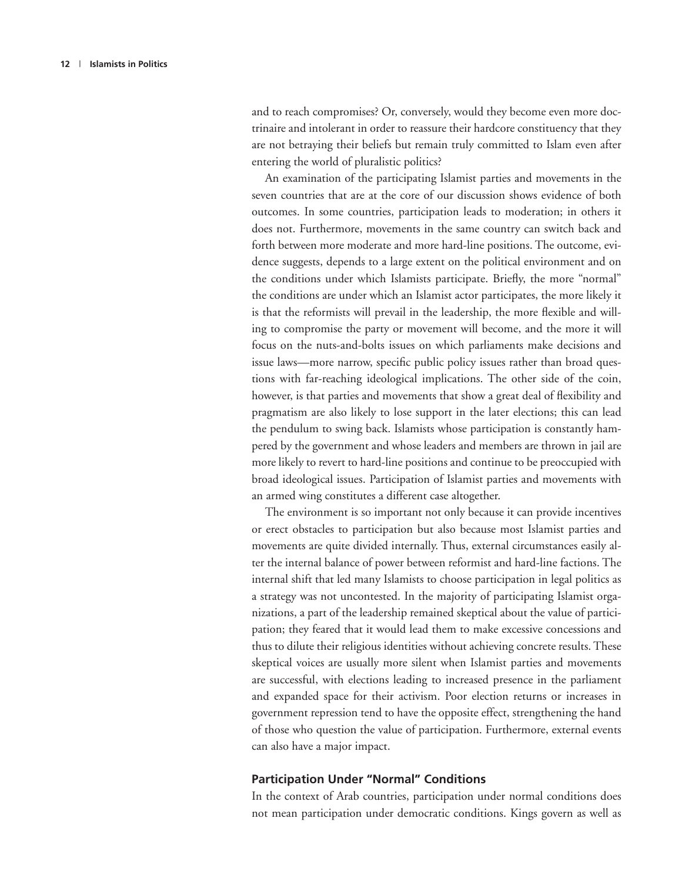and to reach compromises? Or, conversely, would they become even more doctrinaire and intolerant in order to reassure their hardcore constituency that they are not betraying their beliefs but remain truly committed to Islam even after entering the world of pluralistic politics?

An examination of the participating Islamist parties and movements in the seven countries that are at the core of our discussion shows evidence of both outcomes. In some countries, participation leads to moderation; in others it does not. Furthermore, movements in the same country can switch back and forth between more moderate and more hard-line positions. The outcome, evidence suggests, depends to a large extent on the political environment and on the conditions under which Islamists participate. Briefly, the more "normal" the conditions are under which an Islamist actor participates, the more likely it is that the reformists will prevail in the leadership, the more flexible and willing to compromise the party or movement will become, and the more it will focus on the nuts-and-bolts issues on which parliaments make decisions and issue laws—more narrow, specific public policy issues rather than broad questions with far-reaching ideological implications. The other side of the coin, however, is that parties and movements that show a great deal of flexibility and pragmatism are also likely to lose support in the later elections; this can lead the pendulum to swing back. Islamists whose participation is constantly hampered by the government and whose leaders and members are thrown in jail are more likely to revert to hard-line positions and continue to be preoccupied with broad ideological issues. Participation of Islamist parties and movements with an armed wing constitutes a different case altogether.

The environment is so important not only because it can provide incentives or erect obstacles to participation but also because most Islamist parties and movements are quite divided internally. Thus, external circumstances easily alter the internal balance of power between reformist and hard-line factions. The internal shift that led many Islamists to choose participation in legal politics as a strategy was not uncontested. In the majority of participating Islamist organizations, a part of the leadership remained skeptical about the value of participation; they feared that it would lead them to make excessive concessions and thus to dilute their religious identities without achieving concrete results. These skeptical voices are usually more silent when Islamist parties and movements are successful, with elections leading to increased presence in the parliament and expanded space for their activism. Poor election returns or increases in government repression tend to have the opposite effect, strengthening the hand of those who question the value of participation. Furthermore, external events can also have a major impact.

## Participation Under "Normal" Conditions

In the context of Arab countries, participation under normal conditions does not mean participation under democratic conditions. Kings govern as well as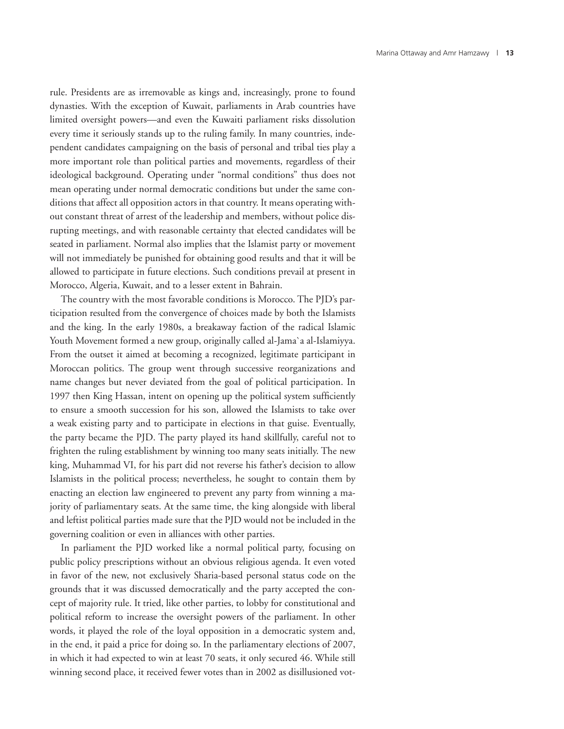rule. Presidents are as irremovable as kings and, increasingly, prone to found dynasties. With the exception of Kuwait, parliaments in Arab countries have limited oversight powers—and even the Kuwaiti parliament risks dissolution every time it seriously stands up to the ruling family. In many countries, independent candidates campaigning on the basis of personal and tribal ties play a more important role than political parties and movements, regardless of their ideological background. Operating under "normal conditions" thus does not mean operating under normal democratic conditions but under the same conditions that affect all opposition actors in that country. It means operating without constant threat of arrest of the leadership and members, without police disrupting meetings, and with reasonable certainty that elected candidates will be seated in parliament. Normal also implies that the Islamist party or movement will not immediately be punished for obtaining good results and that it will be allowed to participate in future elections. Such conditions prevail at present in Morocco, Algeria, Kuwait, and to a lesser extent in Bahrain.

The country with the most favorable conditions is Morocco. The PJD's participation resulted from the convergence of choices made by both the Islamists and the king. In the early 1980s, a breakaway faction of the radical Islamic Youth Movement formed a new group, originally called al-Jama`a al-Islamiyya. From the outset it aimed at becoming a recognized, legitimate participant in Moroccan politics. The group went through successive reorganizations and name changes but never deviated from the goal of political participation. In 1997 then King Hassan, intent on opening up the political system sufficiently to ensure a smooth succession for his son, allowed the Islamists to take over a weak existing party and to participate in elections in that guise. Eventually, the party became the PJD. The party played its hand skillfully, careful not to frighten the ruling establishment by winning too many seats initially. The new king, Muhammad VI, for his part did not reverse his father's decision to allow Islamists in the political process; nevertheless, he sought to contain them by enacting an election law engineered to prevent any party from winning a majority of parliamentary seats. At the same time, the king alongside with liberal and leftist political parties made sure that the PJD would not be included in the governing coalition or even in alliances with other parties.

In parliament the PJD worked like a normal political party, focusing on public policy prescriptions without an obvious religious agenda. It even voted in favor of the new, not exclusively Sharia-based personal status code on the grounds that it was discussed democratically and the party accepted the concept of majority rule. It tried, like other parties, to lobby for constitutional and political reform to increase the oversight powers of the parliament. In other words, it played the role of the loyal opposition in a democratic system and, in the end, it paid a price for doing so. In the parliamentary elections of 2007, in which it had expected to win at least 70 seats, it only secured 46. While still winning second place, it received fewer votes than in 2002 as disillusioned vot-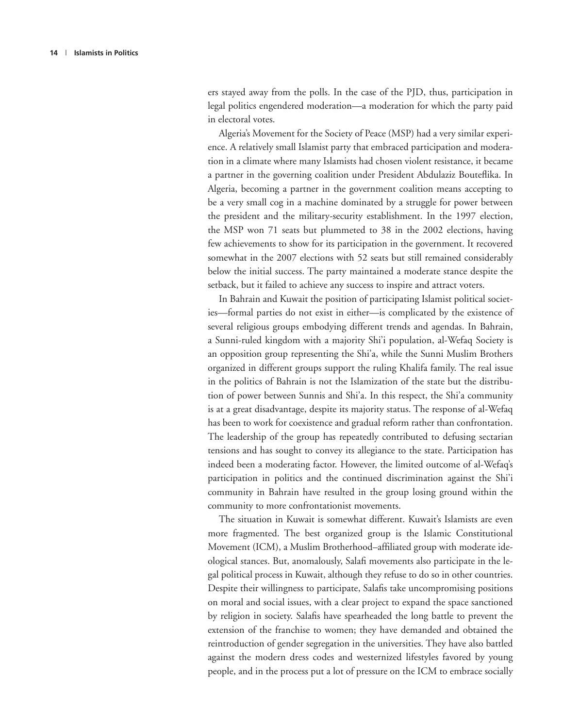ers stayed away from the polls. In the case of the PJD, thus, participation in legal politics engendered moderation—a moderation for which the party paid in electoral votes.

Algeria's Movement for the Society of Peace (MSP) had a very similar experience. A relatively small Islamist party that embraced participation and moderation in a climate where many Islamists had chosen violent resistance, it became a partner in the governing coalition under President Abdulaziz Bouteflika. In Algeria, becoming a partner in the government coalition means accepting to be a very small cog in a machine dominated by a struggle for power between the president and the military-security establishment. In the 1997 election, the MSP won 71 seats but plummeted to 38 in the 2002 elections, having few achievements to show for its participation in the government. It recovered somewhat in the 2007 elections with 52 seats but still remained considerably below the initial success. The party maintained a moderate stance despite the setback, but it failed to achieve any success to inspire and attract voters.

In Bahrain and Kuwait the position of participating Islamist political societies—formal parties do not exist in either—is complicated by the existence of several religious groups embodying different trends and agendas. In Bahrain, a Sunni-ruled kingdom with a majority Shi'i population, al-Wefaq Society is an opposition group representing the Shi'a, while the Sunni Muslim Brothers organized in different groups support the ruling Khalifa family. The real issue in the politics of Bahrain is not the Islamization of the state but the distribution of power between Sunnis and Shi'a. In this respect, the Shi'a community is at a great disadvantage, despite its majority status. The response of al-Wefaq has been to work for coexistence and gradual reform rather than confrontation. The leadership of the group has repeatedly contributed to defusing sectarian tensions and has sought to convey its allegiance to the state. Participation has indeed been a moderating factor. However, the limited outcome of al-Wefaq's participation in politics and the continued discrimination against the Shi'i community in Bahrain have resulted in the group losing ground within the community to more confrontationist movements.

The situation in Kuwait is somewhat different. Kuwait's Islamists are even more fragmented. The best organized group is the Islamic Constitutional Movement (ICM), a Muslim Brotherhood–affiliated group with moderate ideological stances. But, anomalously, Salafi movements also participate in the legal political process in Kuwait, although they refuse to do so in other countries. Despite their willingness to participate, Salafis take uncompromising positions on moral and social issues, with a clear project to expand the space sanctioned by religion in society. Salafis have spearheaded the long battle to prevent the extension of the franchise to women; they have demanded and obtained the reintroduction of gender segregation in the universities. They have also battled against the modern dress codes and westernized lifestyles favored by young people, and in the process put a lot of pressure on the ICM to embrace socially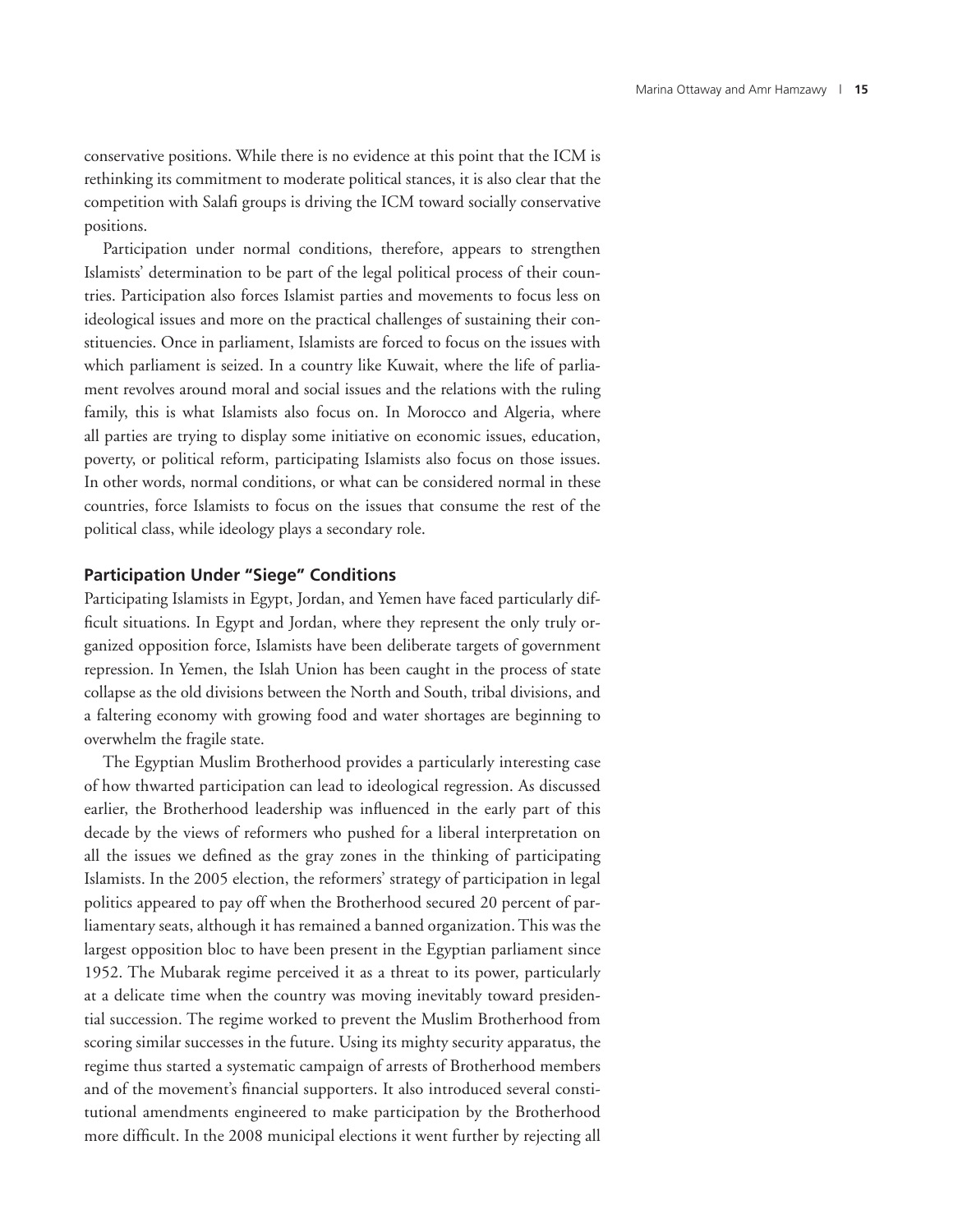conservative positions. While there is no evidence at this point that the ICM is rethinking its commitment to moderate political stances, it is also clear that the competition with Salafi groups is driving the ICM toward socially conservative positions.

Participation under normal conditions, therefore, appears to strengthen Islamists' determination to be part of the legal political process of their countries. Participation also forces Islamist parties and movements to focus less on ideological issues and more on the practical challenges of sustaining their constituencies. Once in parliament, Islamists are forced to focus on the issues with which parliament is seized. In a country like Kuwait, where the life of parliament revolves around moral and social issues and the relations with the ruling family, this is what Islamists also focus on. In Morocco and Algeria, where all parties are trying to display some initiative on economic issues, education, poverty, or political reform, participating Islamists also focus on those issues. In other words, normal conditions, or what can be considered normal in these countries, force Islamists to focus on the issues that consume the rest of the political class, while ideology plays a secondary role.

### Participation Under "Siege" Conditions

Participating Islamists in Egypt, Jordan, and Yemen have faced particularly difficult situations. In Egypt and Jordan, where they represent the only truly organized opposition force, Islamists have been deliberate targets of government repression. In Yemen, the Islah Union has been caught in the process of state collapse as the old divisions between the North and South, tribal divisions, and a faltering economy with growing food and water shortages are beginning to overwhelm the fragile state.

The Egyptian Muslim Brotherhood provides a particularly interesting case of how thwarted participation can lead to ideological regression. As discussed earlier, the Brotherhood leadership was influenced in the early part of this decade by the views of reformers who pushed for a liberal interpretation on all the issues we defined as the gray zones in the thinking of participating Islamists. In the 2005 election, the reformers' strategy of participation in legal politics appeared to pay off when the Brotherhood secured 20 percent of parliamentary seats, although it has remained a banned organization. This was the largest opposition bloc to have been present in the Egyptian parliament since 1952. The Mubarak regime perceived it as a threat to its power, particularly at a delicate time when the country was moving inevitably toward presidential succession. The regime worked to prevent the Muslim Brotherhood from scoring similar successes in the future. Using its mighty security apparatus, the regime thus started a systematic campaign of arrests of Brotherhood members and of the movement's financial supporters. It also introduced several constitutional amendments engineered to make participation by the Brotherhood more difficult. In the 2008 municipal elections it went further by rejecting all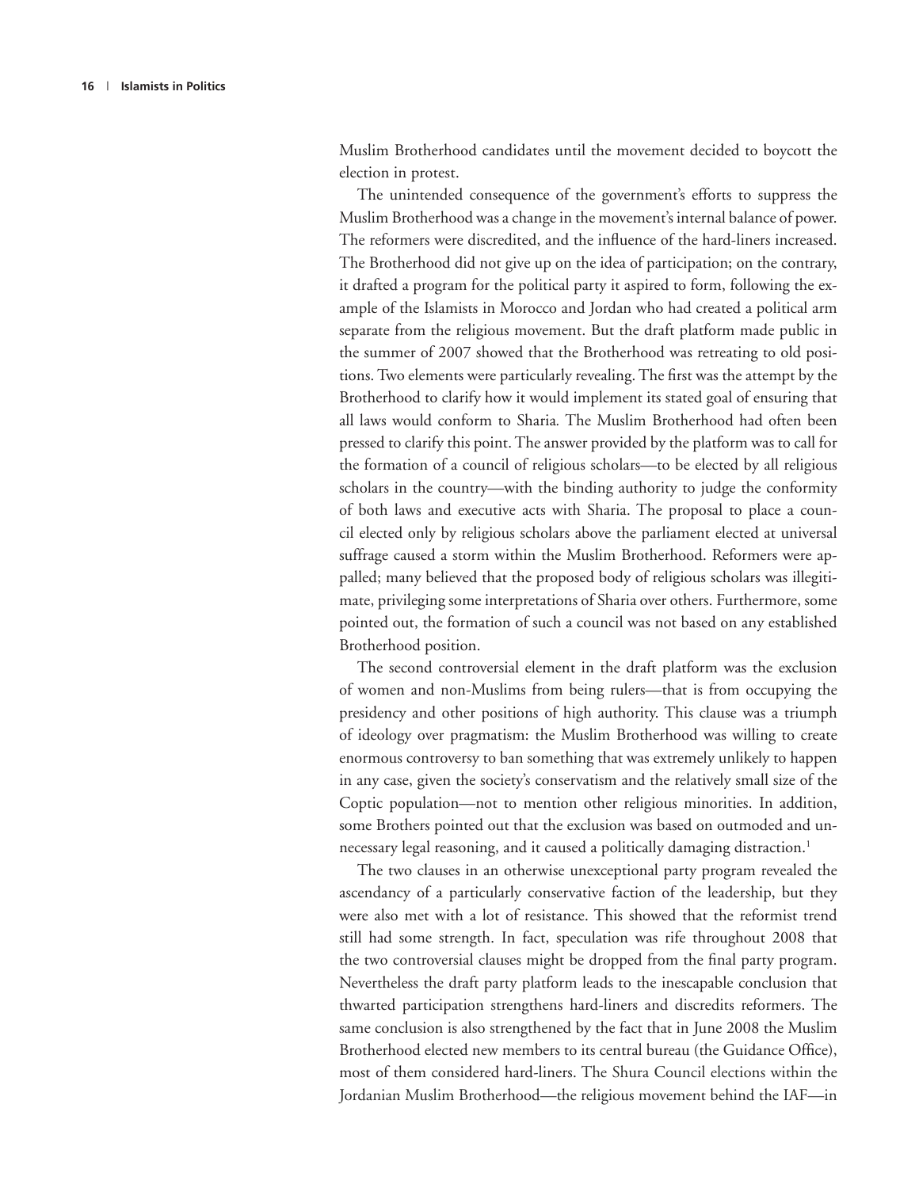Muslim Brotherhood candidates until the movement decided to boycott the election in protest.

The unintended consequence of the government's efforts to suppress the Muslim Brotherhood was a change in the movement's internal balance of power. The reformers were discredited, and the influence of the hard-liners increased. The Brotherhood did not give up on the idea of participation; on the contrary, it drafted a program for the political party it aspired to form, following the example of the Islamists in Morocco and Jordan who had created a political arm separate from the religious movement. But the draft platform made public in the summer of 2007 showed that the Brotherhood was retreating to old positions. Two elements were particularly revealing. The first was the attempt by the Brotherhood to clarify how it would implement its stated goal of ensuring that all laws would conform to Sharia. The Muslim Brotherhood had often been pressed to clarify this point. The answer provided by the platform was to call for the formation of a council of religious scholars—to be elected by all religious scholars in the country—with the binding authority to judge the conformity of both laws and executive acts with Sharia. The proposal to place a council elected only by religious scholars above the parliament elected at universal suffrage caused a storm within the Muslim Brotherhood. Reformers were appalled; many believed that the proposed body of religious scholars was illegitimate, privileging some interpretations of Sharia over others. Furthermore, some pointed out, the formation of such a council was not based on any established Brotherhood position.

The second controversial element in the draft platform was the exclusion of women and non-Muslims from being rulers—that is from occupying the presidency and other positions of high authority. This clause was a triumph of ideology over pragmatism: the Muslim Brotherhood was willing to create enormous controversy to ban something that was extremely unlikely to happen in any case, given the society's conservatism and the relatively small size of the Coptic population—not to mention other religious minorities. In addition, some Brothers pointed out that the exclusion was based on outmoded and unnecessary legal reasoning, and it caused a politically damaging distraction.[1]

The two clauses in an otherwise unexceptional party program revealed the ascendancy of a particularly conservative faction of the leadership, but they were also met with a lot of resistance. This showed that the reformist trend still had some strength. In fact, speculation was rife throughout 2008 that the two controversial clauses might be dropped from the final party program. Nevertheless the draft party platform leads to the inescapable conclusion that thwarted participation strengthens hard-liners and discredits reformers. The same conclusion is also strengthened by the fact that in June 2008 the Muslim Brotherhood elected new members to its central bureau (the Guidance Office), most of them considered hard-liners. The Shura Council elections within the Jordanian Muslim Brotherhood—the religious movement behind the IAF—in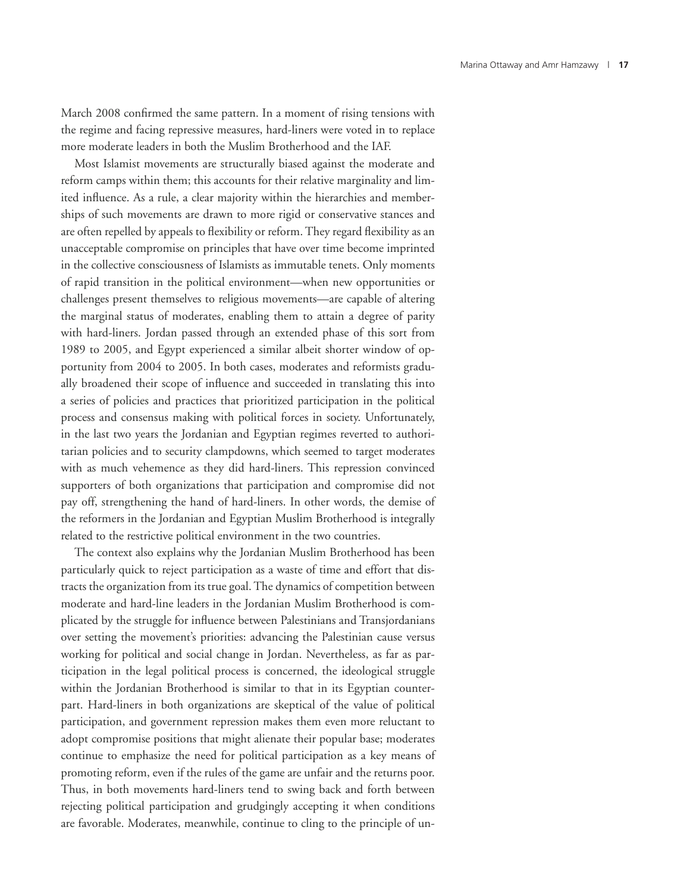March 2008 confirmed the same pattern. In a moment of rising tensions with the regime and facing repressive measures, hard-liners were voted in to replace more moderate leaders in both the Muslim Brotherhood and the IAF.

Most Islamist movements are structurally biased against the moderate and reform camps within them; this accounts for their relative marginality and limited influence. As a rule, a clear majority within the hierarchies and memberships of such movements are drawn to more rigid or conservative stances and are often repelled by appeals to flexibility or reform. They regard flexibility as an unacceptable compromise on principles that have over time become imprinted in the collective consciousness of Islamists as immutable tenets. Only moments of rapid transition in the political environment—when new opportunities or challenges present themselves to religious movements—are capable of altering the marginal status of moderates, enabling them to attain a degree of parity with hard-liners. Jordan passed through an extended phase of this sort from 1989 to 2005, and Egypt experienced a similar albeit shorter window of opportunity from 2004 to 2005. In both cases, moderates and reformists gradually broadened their scope of influence and succeeded in translating this into a series of policies and practices that prioritized participation in the political process and consensus making with political forces in society. Unfortunately, in the last two years the Jordanian and Egyptian regimes reverted to authoritarian policies and to security clampdowns, which seemed to target moderates with as much vehemence as they did hard-liners. This repression convinced supporters of both organizations that participation and compromise did not pay off, strengthening the hand of hard-liners. In other words, the demise of the reformers in the Jordanian and Egyptian Muslim Brotherhood is integrally related to the restrictive political environment in the two countries.

The context also explains why the Jordanian Muslim Brotherhood has been particularly quick to reject participation as a waste of time and effort that distracts the organization from its true goal. The dynamics of competition between moderate and hard-line leaders in the Jordanian Muslim Brotherhood is complicated by the struggle for influence between Palestinians and Transjordanians over setting the movement's priorities: advancing the Palestinian cause versus working for political and social change in Jordan. Nevertheless, as far as participation in the legal political process is concerned, the ideological struggle within the Jordanian Brotherhood is similar to that in its Egyptian counterpart. Hard-liners in both organizations are skeptical of the value of political participation, and government repression makes them even more reluctant to adopt compromise positions that might alienate their popular base; moderates continue to emphasize the need for political participation as a key means of promoting reform, even if the rules of the game are unfair and the returns poor. Thus, in both movements hard-liners tend to swing back and forth between rejecting political participation and grudgingly accepting it when conditions are favorable. Moderates, meanwhile, continue to cling to the principle of un-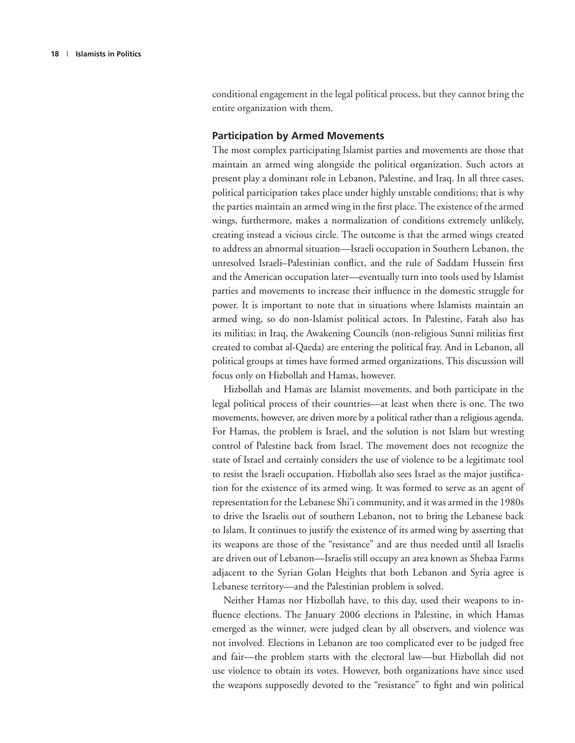conditional engagement in the legal political process, but they cannot bring the entire organization with them.

### Participation by Armed Movements

The most complex participating Islamist parties and movements are those that maintain an armed wing alongside the political organization. Such actors at present play a dominant role in Lebanon, Palestine, and Iraq. In all three cases, political participation takes place under highly unstable conditions; that is why the parties maintain an armed wing in the first place. The existence of the armed wings, furthermore, makes a normalization of conditions extremely unlikely, creating instead a vicious circle. The outcome is that the armed wings created to address an abnormal situation—Israeli occupation in Southern Lebanon, the unresolved Israeli–Palestinian conflict, and the rule of Saddam Hussein first and the American occupation later—eventually turn into tools used by Islamist parties and movements to increase their influence in the domestic struggle for power. It is important to note that in situations where Islamists maintain an armed wing, so do non-Islamist political actors. In Palestine, Fatah also has its militias; in Iraq, the Awakening Councils (non-religious Sunni militias first created to combat al-Qaeda) are entering the political fray. And in Lebanon, all political groups at times have formed armed organizations. This discussion will focus only on Hizbollah and Hamas, however.

Hizbollah and Hamas are Islamist movements, and both participate in the legal political process of their countries—at least when there is one. The two movements, however, are driven more by a political rather than a religious agenda. For Hamas, the problem is Israel, and the solution is not Islam but wresting control of Palestine back from Israel. The movement does not recognize the state of Israel and certainly considers the use of violence to be a legitimate tool to resist the Israeli occupation. Hizbollah also sees Israel as the major justification for the existence of its armed wing. It was formed to serve as an agent of representation for the Lebanese Shi'i community, and it was armed in the 1980s to drive the Israelis out of southern Lebanon, not to bring the Lebanese back to Islam. It continues to justify the existence of its armed wing by asserting that its weapons are those of the "resistance" and are thus needed until all Israelis are driven out of Lebanon—Israelis still occupy an area known as Shebaa Farms adjacent to the Syrian Golan Heights that both Lebanon and Syria agree is Lebanese territory—and the Palestinian problem is solved.

Neither Hamas nor Hizbollah have, to this day, used their weapons to influence elections. The January 2006 elections in Palestine, in which Hamas emerged as the winner, were judged clean by all observers, and violence was not involved. Elections in Lebanon are too complicated ever to be judged free and fair—the problem starts with the electoral law—but Hizbollah did not use violence to obtain its votes. However, both organizations have since used the weapons supposedly devoted to the "resistance" to fight and win political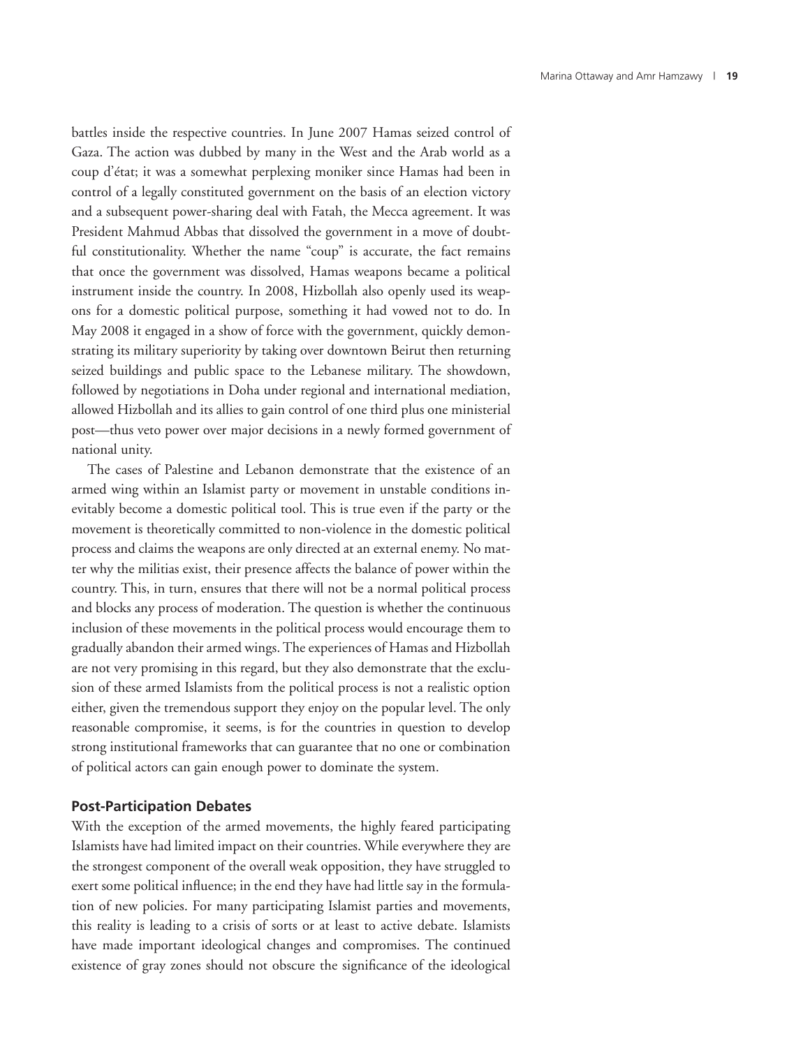battles inside the respective countries. In June 2007 Hamas seized control of Gaza. The action was dubbed by many in the West and the Arab world as a coup d'état; it was a somewhat perplexing moniker since Hamas had been in control of a legally constituted government on the basis of an election victory and a subsequent power-sharing deal with Fatah, the Mecca agreement. It was President Mahmud Abbas that dissolved the government in a move of doubtful constitutionality. Whether the name "coup" is accurate, the fact remains that once the government was dissolved, Hamas weapons became a political instrument inside the country. In 2008, Hizbollah also openly used its weapons for a domestic political purpose, something it had vowed not to do. In May 2008 it engaged in a show of force with the government, quickly demonstrating its military superiority by taking over downtown Beirut then returning seized buildings and public space to the Lebanese military. The showdown, followed by negotiations in Doha under regional and international mediation, allowed Hizbollah and its allies to gain control of one third plus one ministerial post—thus veto power over major decisions in a newly formed government of national unity.

The cases of Palestine and Lebanon demonstrate that the existence of an armed wing within an Islamist party or movement in unstable conditions inevitably become a domestic political tool. This is true even if the party or the movement is theoretically committed to non-violence in the domestic political process and claims the weapons are only directed at an external enemy. No matter why the militias exist, their presence affects the balance of power within the country. This, in turn, ensures that there will not be a normal political process and blocks any process of moderation. The question is whether the continuous inclusion of these movements in the political process would encourage them to gradually abandon their armed wings. The experiences of Hamas and Hizbollah are not very promising in this regard, but they also demonstrate that the exclusion of these armed Islamists from the political process is not a realistic option either, given the tremendous support they enjoy on the popular level. The only reasonable compromise, it seems, is for the countries in question to develop strong institutional frameworks that can guarantee that no one or combination of political actors can gain enough power to dominate the system.

### Post-Participation Debates

With the exception of the armed movements, the highly feared participating Islamists have had limited impact on their countries. While everywhere they are the strongest component of the overall weak opposition, they have struggled to exert some political influence; in the end they have had little say in the formulation of new policies. For many participating Islamist parties and movements, this reality is leading to a crisis of sorts or at least to active debate. Islamists have made important ideological changes and compromises. The continued existence of gray zones should not obscure the significance of the ideological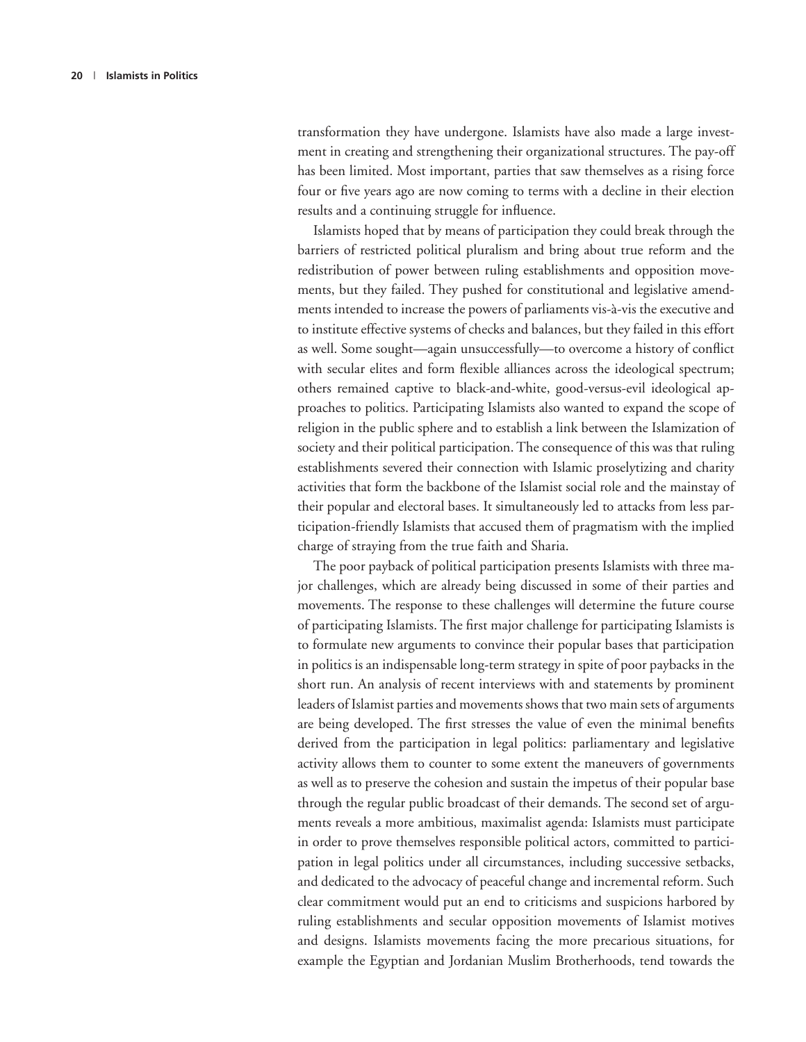transformation they have undergone. Islamists have also made a large investment in creating and strengthening their organizational structures. The pay-off has been limited. Most important, parties that saw themselves as a rising force four or five years ago are now coming to terms with a decline in their election results and a continuing struggle for influence.

Islamists hoped that by means of participation they could break through the barriers of restricted political pluralism and bring about true reform and the redistribution of power between ruling establishments and opposition movements, but they failed. They pushed for constitutional and legislative amendments intended to increase the powers of parliaments vis-à-vis the executive and to institute effective systems of checks and balances, but they failed in this effort as well. Some sought—again unsuccessfully—to overcome a history of conflict with secular elites and form flexible alliances across the ideological spectrum; others remained captive to black-and-white, good-versus-evil ideological approaches to politics. Participating Islamists also wanted to expand the scope of religion in the public sphere and to establish a link between the Islamization of society and their political participation. The consequence of this was that ruling establishments severed their connection with Islamic proselytizing and charity activities that form the backbone of the Islamist social role and the mainstay of their popular and electoral bases. It simultaneously led to attacks from less participation-friendly Islamists that accused them of pragmatism with the implied charge of straying from the true faith and Sharia.

The poor payback of political participation presents Islamists with three major challenges, which are already being discussed in some of their parties and movements. The response to these challenges will determine the future course of participating Islamists. The first major challenge for participating Islamists is to formulate new arguments to convince their popular bases that participation in politics is an indispensable long-term strategy in spite of poor paybacks in the short run. An analysis of recent interviews with and statements by prominent leaders of Islamist parties and movements shows that two main sets of arguments are being developed. The first stresses the value of even the minimal benefits derived from the participation in legal politics: parliamentary and legislative activity allows them to counter to some extent the maneuvers of governments as well as to preserve the cohesion and sustain the impetus of their popular base through the regular public broadcast of their demands. The second set of arguments reveals a more ambitious, maximalist agenda: Islamists must participate in order to prove themselves responsible political actors, committed to participation in legal politics under all circumstances, including successive setbacks, and dedicated to the advocacy of peaceful change and incremental reform. Such clear commitment would put an end to criticisms and suspicions harbored by ruling establishments and secular opposition movements of Islamist motives and designs. Islamists movements facing the more precarious situations, for example the Egyptian and Jordanian Muslim Brotherhoods, tend towards the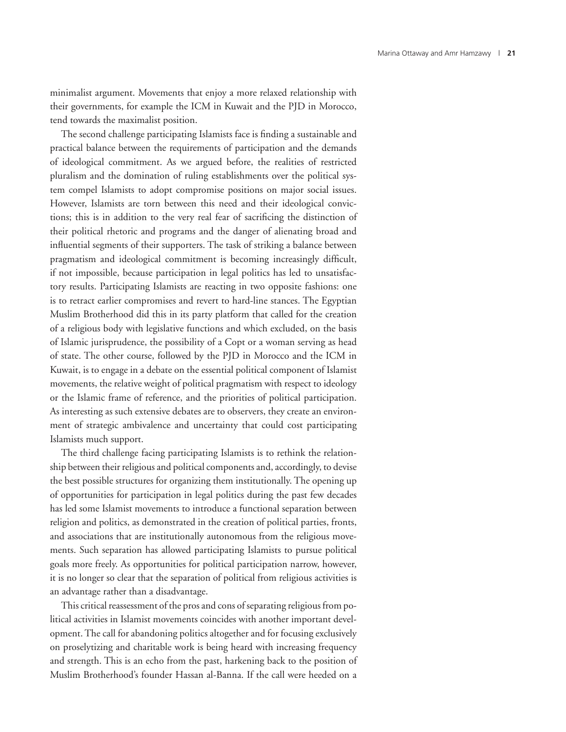minimalist argument. Movements that enjoy a more relaxed relationship with their governments, for example the ICM in Kuwait and the PJD in Morocco, tend towards the maximalist position.

The second challenge participating Islamists face is finding a sustainable and practical balance between the requirements of participation and the demands of ideological commitment. As we argued before, the realities of restricted pluralism and the domination of ruling establishments over the political system compel Islamists to adopt compromise positions on major social issues. However, Islamists are torn between this need and their ideological convictions; this is in addition to the very real fear of sacrificing the distinction of their political rhetoric and programs and the danger of alienating broad and influential segments of their supporters. The task of striking a balance between pragmatism and ideological commitment is becoming increasingly difficult, if not impossible, because participation in legal politics has led to unsatisfactory results. Participating Islamists are reacting in two opposite fashions: one is to retract earlier compromises and revert to hard-line stances. The Egyptian Muslim Brotherhood did this in its party platform that called for the creation of a religious body with legislative functions and which excluded, on the basis of Islamic jurisprudence, the possibility of a Copt or a woman serving as head of state. The other course, followed by the PJD in Morocco and the ICM in Kuwait, is to engage in a debate on the essential political component of Islamist movements, the relative weight of political pragmatism with respect to ideology or the Islamic frame of reference, and the priorities of political participation. As interesting as such extensive debates are to observers, they create an environment of strategic ambivalence and uncertainty that could cost participating Islamists much support.

The third challenge facing participating Islamists is to rethink the relationship between their religious and political components and, accordingly, to devise the best possible structures for organizing them institutionally. The opening up of opportunities for participation in legal politics during the past few decades has led some Islamist movements to introduce a functional separation between religion and politics, as demonstrated in the creation of political parties, fronts, and associations that are institutionally autonomous from the religious movements. Such separation has allowed participating Islamists to pursue political goals more freely. As opportunities for political participation narrow, however, it is no longer so clear that the separation of political from religious activities is an advantage rather than a disadvantage.

This critical reassessment of the pros and cons of separating religious from political activities in Islamist movements coincides with another important development. The call for abandoning politics altogether and for focusing exclusively on proselytizing and charitable work is being heard with increasing frequency and strength. This is an echo from the past, harkening back to the position of Muslim Brotherhood's founder Hassan al-Banna. If the call were heeded on a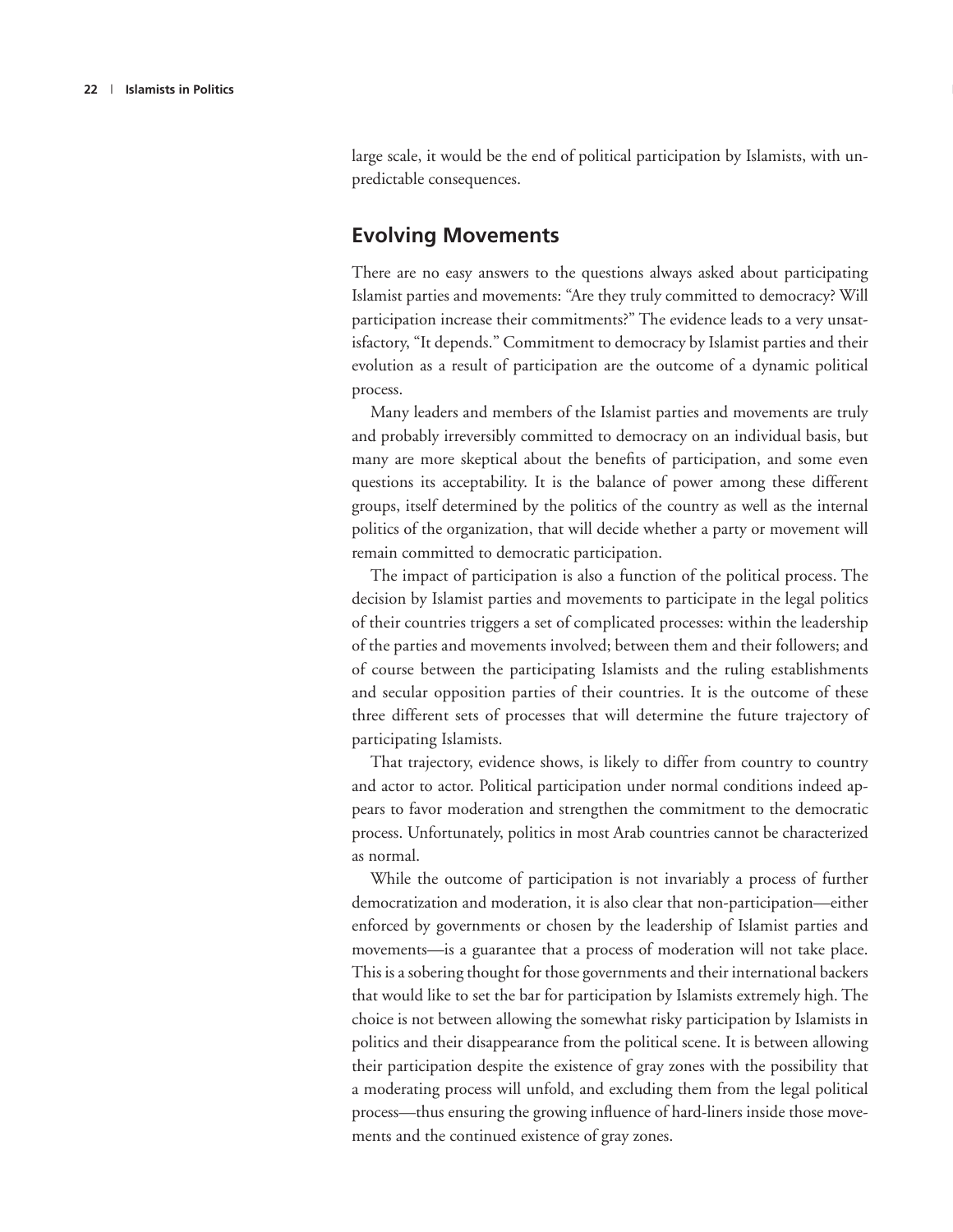large scale, it would be the end of political participation by Islamists, with unpredictable consequences.

## Evolving Movements

There are no easy answers to the questions always asked about participating Islamist parties and movements: "Are they truly committed to democracy? Will participation increase their commitments?" The evidence leads to a very unsatisfactory, "It depends." Commitment to democracy by Islamist parties and their evolution as a result of participation are the outcome of a dynamic political process.

Many leaders and members of the Islamist parties and movements are truly and probably irreversibly committed to democracy on an individual basis, but many are more skeptical about the benefits of participation, and some even questions its acceptability. It is the balance of power among these different groups, itself determined by the politics of the country as well as the internal politics of the organization, that will decide whether a party or movement will remain committed to democratic participation.

The impact of participation is also a function of the political process. The decision by Islamist parties and movements to participate in the legal politics of their countries triggers a set of complicated processes: within the leadership of the parties and movements involved; between them and their followers; and of course between the participating Islamists and the ruling establishments and secular opposition parties of their countries. It is the outcome of these three different sets of processes that will determine the future trajectory of participating Islamists.

That trajectory, evidence shows, is likely to differ from country to country and actor to actor. Political participation under normal conditions indeed appears to favor moderation and strengthen the commitment to the democratic process. Unfortunately, politics in most Arab countries cannot be characterized as normal.

While the outcome of participation is not invariably a process of further democratization and moderation, it is also clear that non-participation—either enforced by governments or chosen by the leadership of Islamist parties and movements—is a guarantee that a process of moderation will not take place. This is a sobering thought for those governments and their international backers that would like to set the bar for participation by Islamists extremely high. The choice is not between allowing the somewhat risky participation by Islamists in politics and their disappearance from the political scene. It is between allowing their participation despite the existence of gray zones with the possibility that a moderating process will unfold, and excluding them from the legal political process—thus ensuring the growing influence of hard-liners inside those movements and the continued existence of gray zones.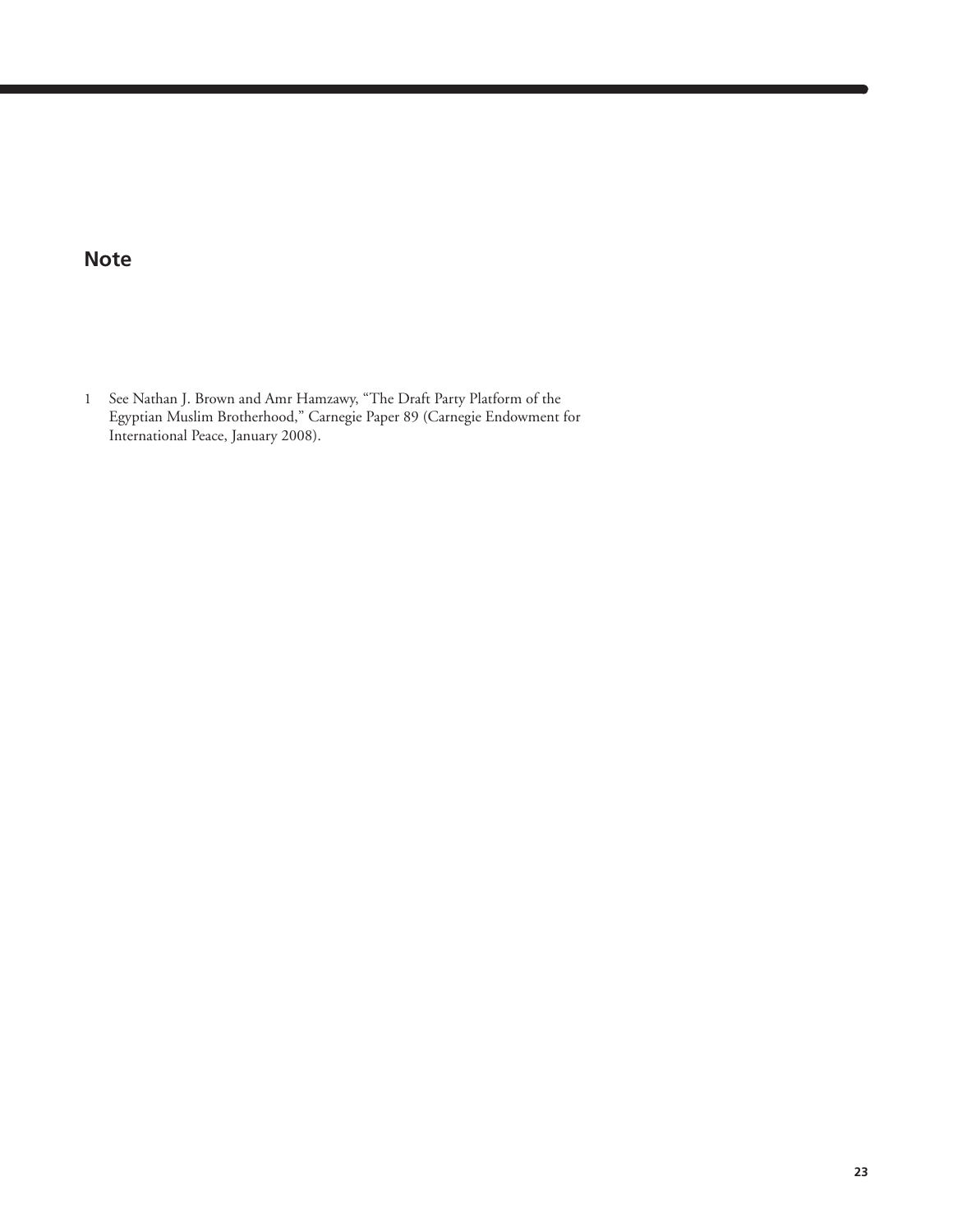## Note

1 See Nathan J. Brown and Amr Hamzawy, "The Draft Party Platform of the Egyptian Muslim Brotherhood," Carnegie Paper 89 (Carnegie Endowment for International Peace, January 2008).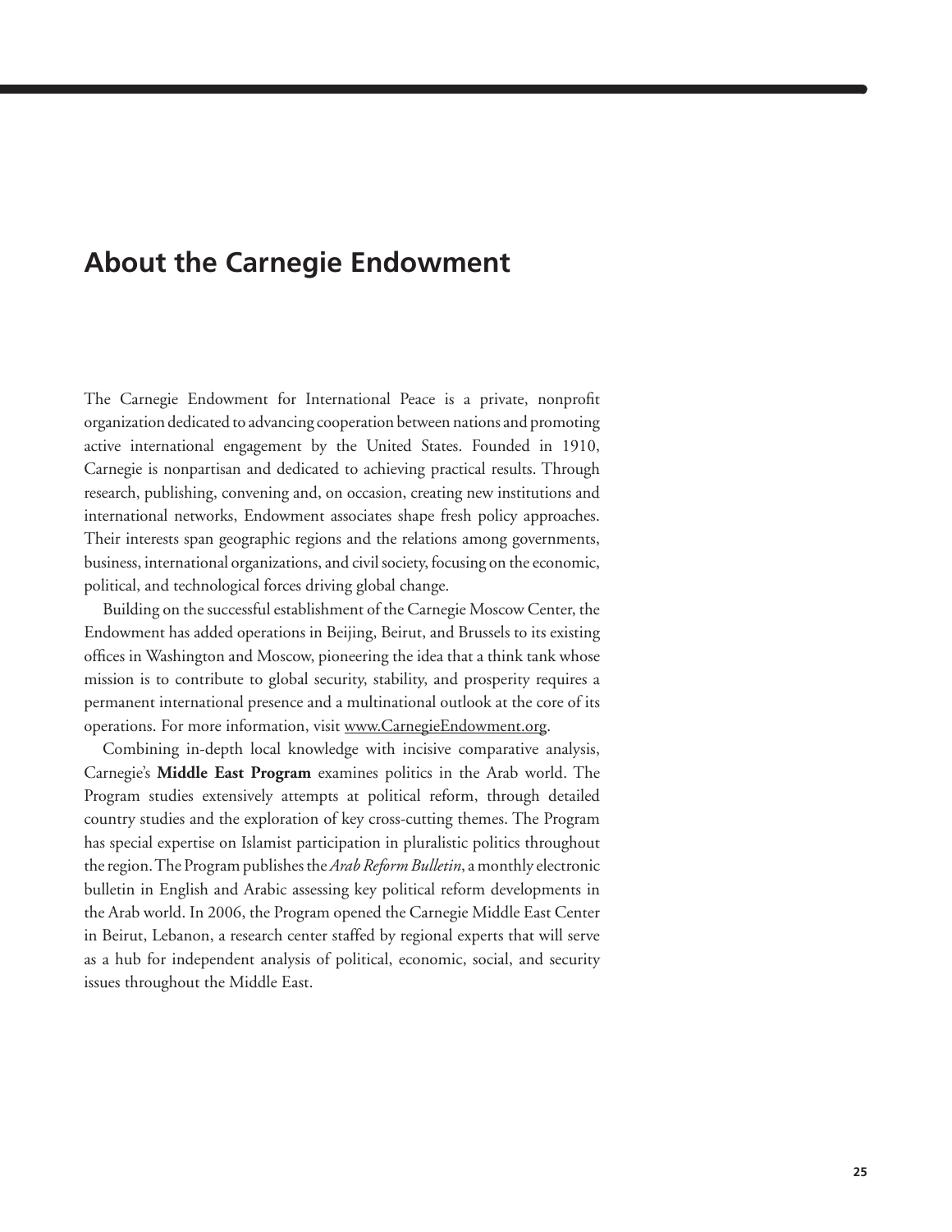# About the Carnegie Endowment

The Carnegie Endowment for International Peace is a private, nonprofit organization dedicated to advancing cooperation between nations and promoting active international engagement by the United States. Founded in 1910, Carnegie is nonpartisan and dedicated to achieving practical results. Through research, publishing, convening and, on occasion, creating new institutions and international networks, Endowment associates shape fresh policy approaches. Their interests span geographic regions and the relations among governments, business, international organizations, and civil society, focusing on the economic, political, and technological forces driving global change.

Building on the successful establishment of the Carnegie Moscow Center, the Endowment has added operations in Beijing, Beirut, and Brussels to its existing offices in Washington and Moscow, pioneering the idea that a think tank whose mission is to contribute to global security, stability, and prosperity requires a permanent international presence and a multinational outlook at the core of its operations. For more information, visit www.CarnegieEndowment.org.

Combining in-depth local knowledge with incisive comparative analysis, Carnegie's **Middle East Program** examines politics in the Arab world. The Program studies extensively attempts at political reform, through detailed country studies and the exploration of key cross-cutting themes. The Program has special expertise on Islamist participation in pluralistic politics throughout the region. The Program publishes the *Arab Reform Bulletin*, a monthly electronic bulletin in English and Arabic assessing key political reform developments in the Arab world. In 2006, the Program opened the Carnegie Middle East Center in Beirut, Lebanon, a research center staffed by regional experts that will serve as a hub for independent analysis of political, economic, social, and security issues throughout the Middle East.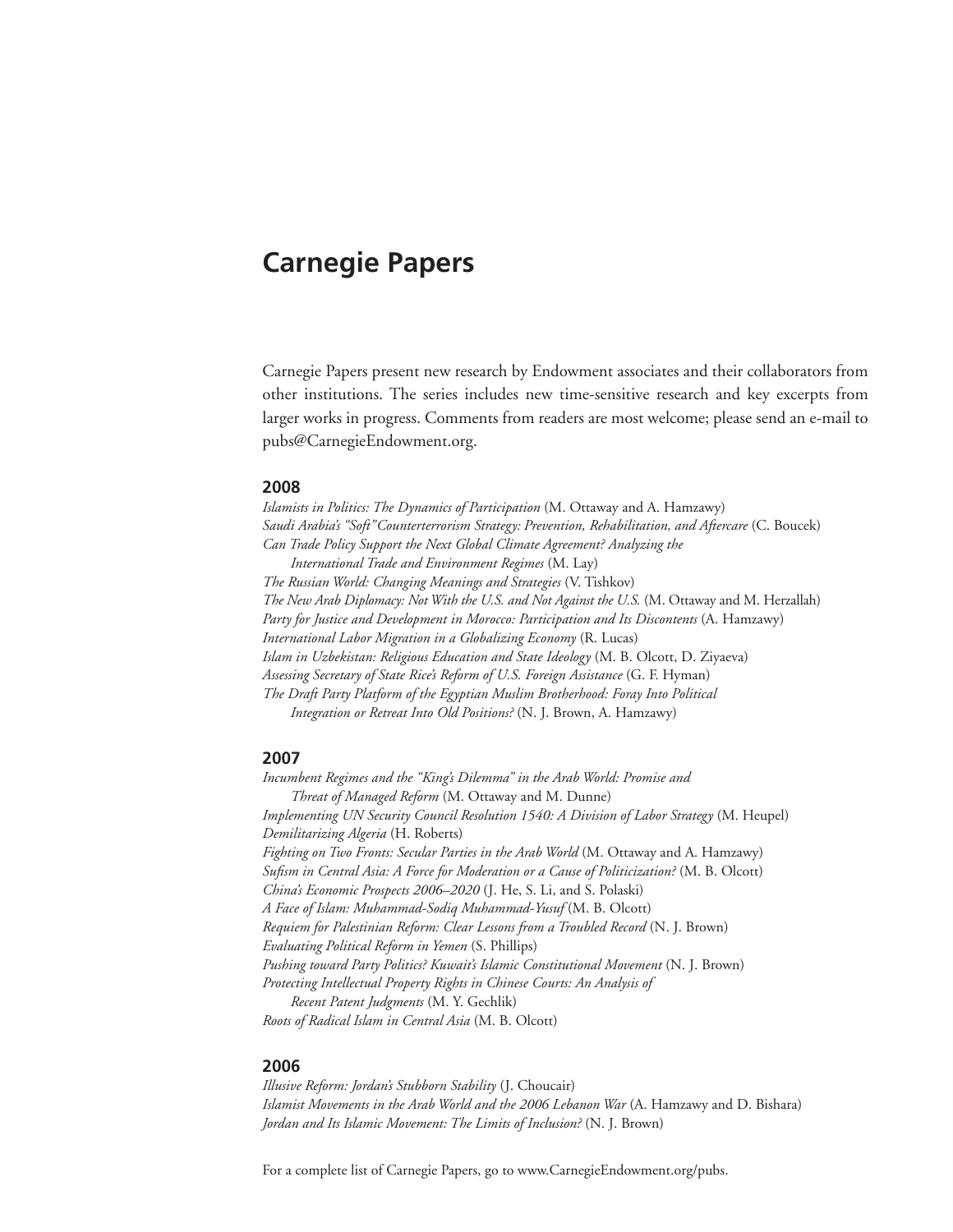# Carnegie Papers

Carnegie Papers present new research by Endowment associates and their collaborators from other institutions. The series includes new time-sensitive research and key excerpts from larger works in progress. Comments from readers are most welcome; please send an e-mail to pubs@CarnegieEndowment.org.

## 2008

*Islamists in Politics: The Dynamics of Participation* (M. Ottaway and A. Hamzawy)
*Saudi Arabia's "Soft" Counterterrorism Strategy: Prevention, Rehabilitation, and Aftercare* (C. Boucek)
*Can Trade Policy Support the Next Global Climate Agreement? Analyzing the International Trade and Environment Regimes* (M. Lay)
*The Russian World: Changing Meanings and Strategies* (V. Tishkov)
*The New Arab Diplomacy: Not With the U.S. and Not Against the U.S.* (M. Ottaway and M. Herzallah)
*Party for Justice and Development in Morocco: Participation and Its Discontents* (A. Hamzawy)
*International Labor Migration in a Globalizing Economy* (R. Lucas)
*Islam in Uzbekistan: Religious Education and State Ideology* (M. B. Olcott, D. Ziyaeva)
*Assessing Secretary of State Rice's Reform of U.S. Foreign Assistance* (G. F. Hyman)
*The Draft Party Platform of the Egyptian Muslim Brotherhood: Foray Into Political Integration or Retreat Into Old Positions?* (N. J. Brown, A. Hamzawy)

## 2007

*Incumbent Regimes and the "King's Dilemma" in the Arab World: Promise and Threat of Managed Reform* (M. Ottaway and M. Dunne)
*Implementing UN Security Council Resolution 1540: A Division of Labor Strategy* (M. Heupel)
*Demilitarizing Algeria* (H. Roberts)
*Fighting on Two Fronts: Secular Parties in the Arab World* (M. Ottaway and A. Hamzawy)
*Sufism in Central Asia: A Force for Moderation or a Cause of Politicization?* (M. B. Olcott)
*China's Economic Prospects 2006–2020* (J. He, S. Li, and S. Polaski)
*A Face of Islam: Muhammad-Sodiq Muhammad-Yusuf* (M. B. Olcott)
*Requiem for Palestinian Reform: Clear Lessons from a Troubled Record* (N. J. Brown)
*Evaluating Political Reform in Yemen* (S. Phillips)
*Pushing toward Party Politics? Kuwait's Islamic Constitutional Movement* (N. J. Brown)
*Protecting Intellectual Property Rights in Chinese Courts: An Analysis of Recent Patent Judgments* (M. Y. Gechlik)
*Roots of Radical Islam in Central Asia* (M. B. Olcott)

## 2006

*Illusive Reform: Jordan's Stubborn Stability* (J. Choucair)
*Islamist Movements in the Arab World and the 2006 Lebanon War* (A. Hamzawy and D. Bishara)
*Jordan and Its Islamic Movement: The Limits of Inclusion?* (N. J. Brown)

For a complete list of Carnegie Papers, go to www.CarnegieEndowment.org/pubs.